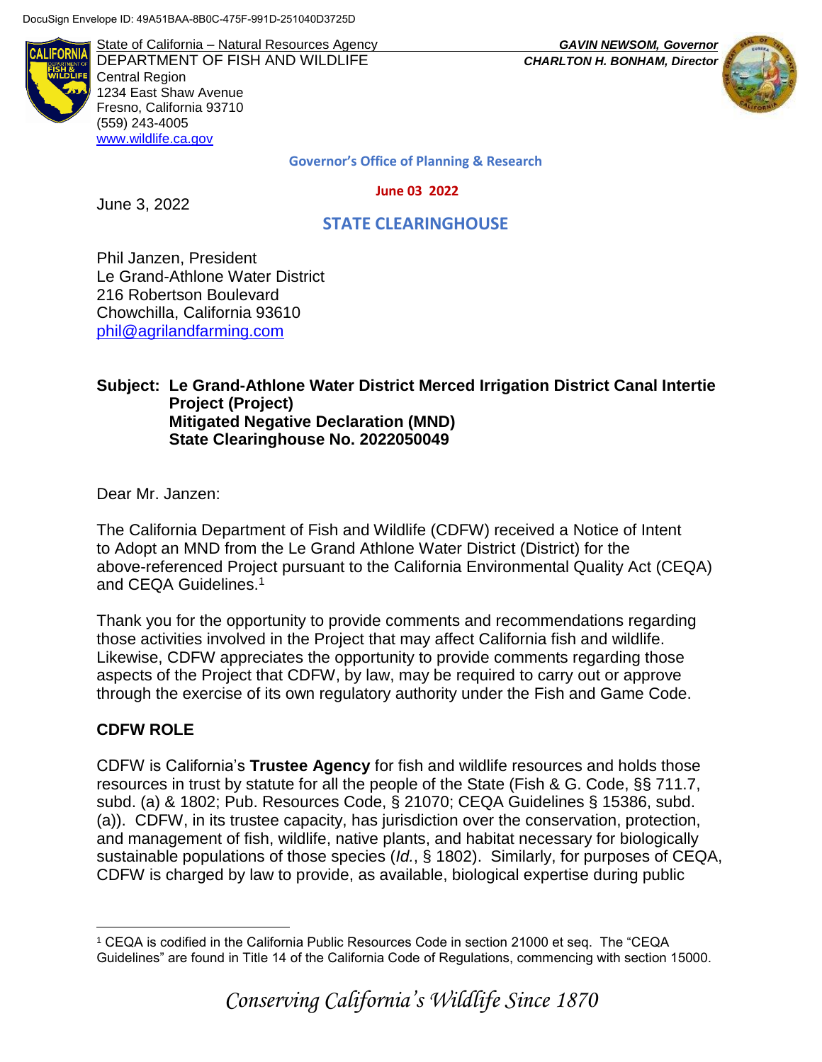DocuSign Envelope ID: 49A51BAA-8B0C-475F-991D-251040D3725D

State of California – Natural Resources Agency
DEPARTMENT OF FISH AND WILDLIFE
Central Region
1234 East Shaw Avenue
Fresno, California 93710
(559) 243-4005
www.wildlife.ca.gov

***GAVIN NEWSOM, Governor***
***CHARLTON H. BONHAM, Director***

**Governor's Office of Planning & Research**

**June 03 2022**

**STATE CLEARINGHOUSE**

June 3, 2022

Phil Janzen, President
Le Grand-Athlone Water District
216 Robertson Boulevard
Chowchilla, California 93610
phil@agrilandfarming.com

**Subject: Le Grand-Athlone Water District Merced Irrigation District Canal Intertie Project (Project)
Mitigated Negative Declaration (MND)
State Clearinghouse No. 2022050049**

Dear Mr. Janzen:

The California Department of Fish and Wildlife (CDFW) received a Notice of Intent to Adopt an MND from the Le Grand Athlone Water District (District) for the above-referenced Project pursuant to the California Environmental Quality Act (CEQA) and CEQA Guidelines.[1]

Thank you for the opportunity to provide comments and recommendations regarding those activities involved in the Project that may affect California fish and wildlife. Likewise, CDFW appreciates the opportunity to provide comments regarding those aspects of the Project that CDFW, by law, may be required to carry out or approve through the exercise of its own regulatory authority under the Fish and Game Code.

## CDFW ROLE

CDFW is California's **Trustee Agency** for fish and wildlife resources and holds those resources in trust by statute for all the people of the State (Fish & G. Code, §§ 711.7, subd. (a) & 1802; Pub. Resources Code, § 21070; CEQA Guidelines § 15386, subd. (a)). CDFW, in its trustee capacity, has jurisdiction over the conservation, protection, and management of fish, wildlife, native plants, and habitat necessary for biologically sustainable populations of those species (*Id.*, § 1802). Similarly, for purposes of CEQA, CDFW is charged by law to provide, as available, biological expertise during public

[1] CEQA is codified in the California Public Resources Code in section 21000 et seq. The "CEQA Guidelines" are found in Title 14 of the California Code of Regulations, commencing with section 15000.

*Conserving California's Wildlife Since 1870*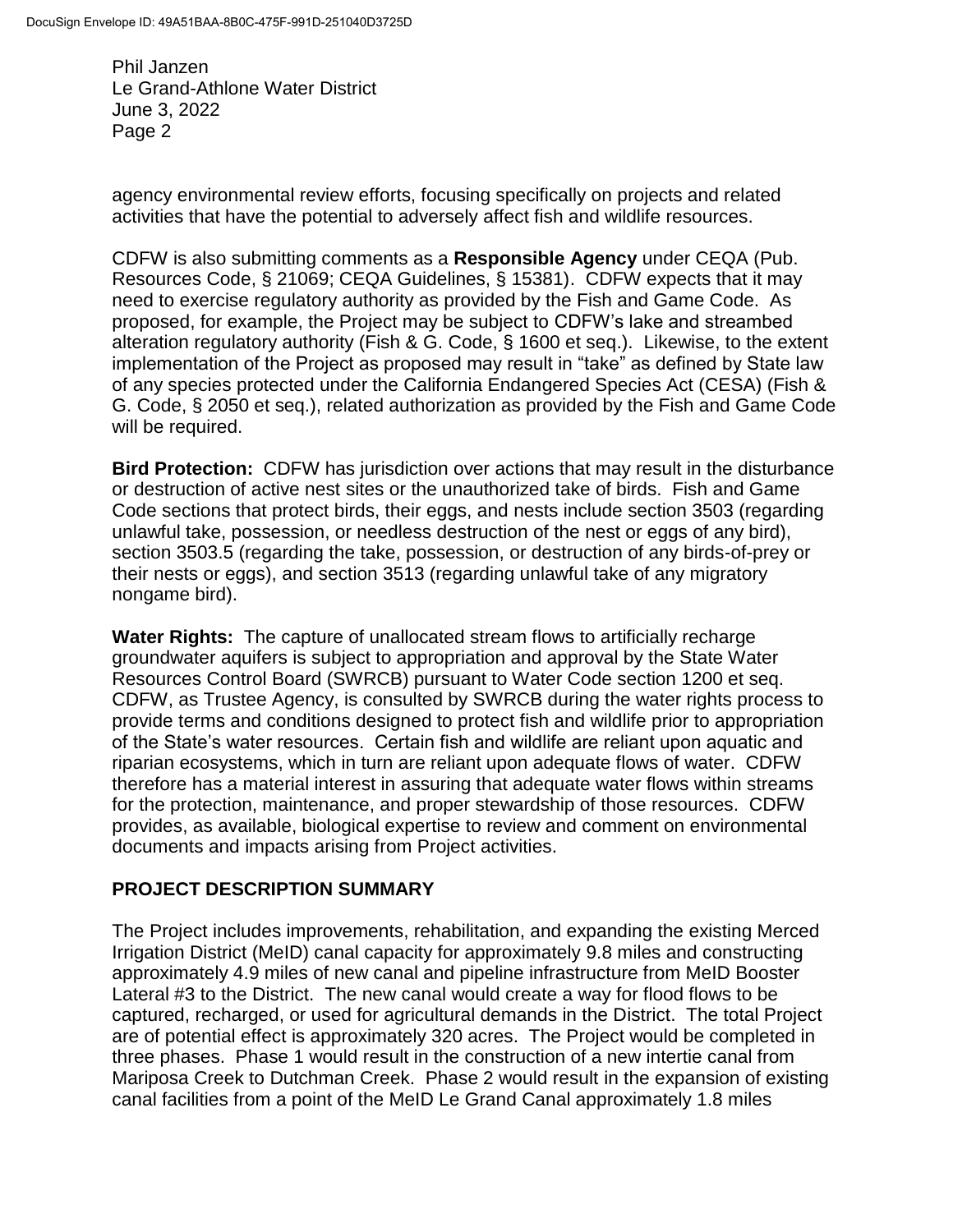agency environmental review efforts, focusing specifically on projects and related activities that have the potential to adversely affect fish and wildlife resources.

CDFW is also submitting comments as a **Responsible Agency** under CEQA (Pub. Resources Code, § 21069; CEQA Guidelines, § 15381). CDFW expects that it may need to exercise regulatory authority as provided by the Fish and Game Code. As proposed, for example, the Project may be subject to CDFW's lake and streambed alteration regulatory authority (Fish & G. Code, § 1600 et seq.). Likewise, to the extent implementation of the Project as proposed may result in "take" as defined by State law of any species protected under the California Endangered Species Act (CESA) (Fish & G. Code, § 2050 et seq.), related authorization as provided by the Fish and Game Code will be required.

**Bird Protection:** CDFW has jurisdiction over actions that may result in the disturbance or destruction of active nest sites or the unauthorized take of birds. Fish and Game Code sections that protect birds, their eggs, and nests include section 3503 (regarding unlawful take, possession, or needless destruction of the nest or eggs of any bird), section 3503.5 (regarding the take, possession, or destruction of any birds-of-prey or their nests or eggs), and section 3513 (regarding unlawful take of any migratory nongame bird).

**Water Rights:** The capture of unallocated stream flows to artificially recharge groundwater aquifers is subject to appropriation and approval by the State Water Resources Control Board (SWRCB) pursuant to Water Code section 1200 et seq. CDFW, as Trustee Agency, is consulted by SWRCB during the water rights process to provide terms and conditions designed to protect fish and wildlife prior to appropriation of the State's water resources. Certain fish and wildlife are reliant upon aquatic and riparian ecosystems, which in turn are reliant upon adequate flows of water. CDFW therefore has a material interest in assuring that adequate water flows within streams for the protection, maintenance, and proper stewardship of those resources. CDFW provides, as available, biological expertise to review and comment on environmental documents and impacts arising from Project activities.

## PROJECT DESCRIPTION SUMMARY

The Project includes improvements, rehabilitation, and expanding the existing Merced Irrigation District (MeID) canal capacity for approximately 9.8 miles and constructing approximately 4.9 miles of new canal and pipeline infrastructure from MeID Booster Lateral #3 to the District. The new canal would create a way for flood flows to be captured, recharged, or used for agricultural demands in the District. The total Project are of potential effect is approximately 320 acres. The Project would be completed in three phases. Phase 1 would result in the construction of a new intertie canal from Mariposa Creek to Dutchman Creek. Phase 2 would result in the expansion of existing canal facilities from a point of the MeID Le Grand Canal approximately 1.8 miles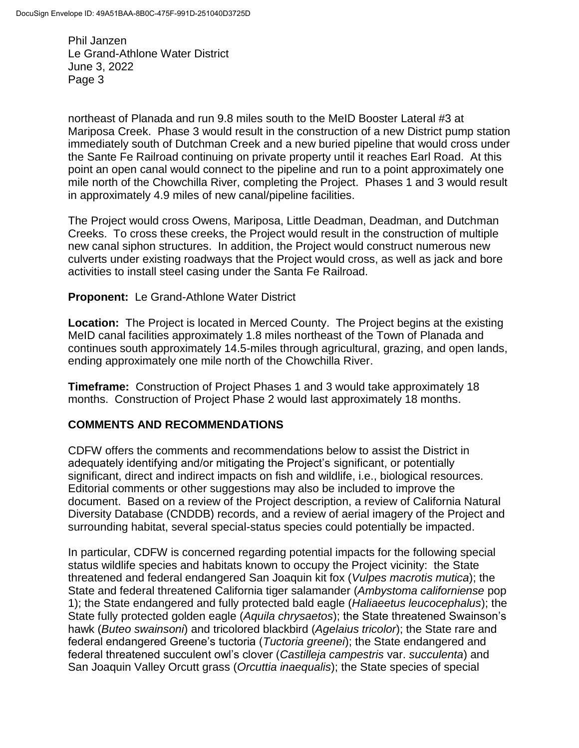northeast of Planada and run 9.8 miles south to the MeID Booster Lateral #3 at Mariposa Creek. Phase 3 would result in the construction of a new District pump station immediately south of Dutchman Creek and a new buried pipeline that would cross under the Sante Fe Railroad continuing on private property until it reaches Earl Road. At this point an open canal would connect to the pipeline and run to a point approximately one mile north of the Chowchilla River, completing the Project. Phases 1 and 3 would result in approximately 4.9 miles of new canal/pipeline facilities.

The Project would cross Owens, Mariposa, Little Deadman, Deadman, and Dutchman Creeks. To cross these creeks, the Project would result in the construction of multiple new canal siphon structures. In addition, the Project would construct numerous new culverts under existing roadways that the Project would cross, as well as jack and bore activities to install steel casing under the Santa Fe Railroad.

**Proponent:** Le Grand-Athlone Water District

**Location:** The Project is located in Merced County. The Project begins at the existing MeID canal facilities approximately 1.8 miles northeast of the Town of Planada and continues south approximately 14.5-miles through agricultural, grazing, and open lands, ending approximately one mile north of the Chowchilla River.

**Timeframe:** Construction of Project Phases 1 and 3 would take approximately 18 months. Construction of Project Phase 2 would last approximately 18 months.

## COMMENTS AND RECOMMENDATIONS

CDFW offers the comments and recommendations below to assist the District in adequately identifying and/or mitigating the Project's significant, or potentially significant, direct and indirect impacts on fish and wildlife, i.e., biological resources. Editorial comments or other suggestions may also be included to improve the document. Based on a review of the Project description, a review of California Natural Diversity Database (CNDDB) records, and a review of aerial imagery of the Project and surrounding habitat, several special-status species could potentially be impacted.

In particular, CDFW is concerned regarding potential impacts for the following special status wildlife species and habitats known to occupy the Project vicinity: the State threatened and federal endangered San Joaquin kit fox (*Vulpes macrotis mutica*); the State and federal threatened California tiger salamander (*Ambystoma californiense* pop 1); the State endangered and fully protected bald eagle (*Haliaeetus leucocephalus*); the State fully protected golden eagle (*Aquila chrysaetos*); the State threatened Swainson's hawk (*Buteo swainsoni*) and tricolored blackbird (*Agelaius tricolor*); the State rare and federal endangered Greene's tuctoria (*Tuctoria greenei*); the State endangered and federal threatened succulent owl's clover (*Castilleja campestris* var. *succulenta*) and San Joaquin Valley Orcutt grass (*Orcuttia inaequalis*); the State species of special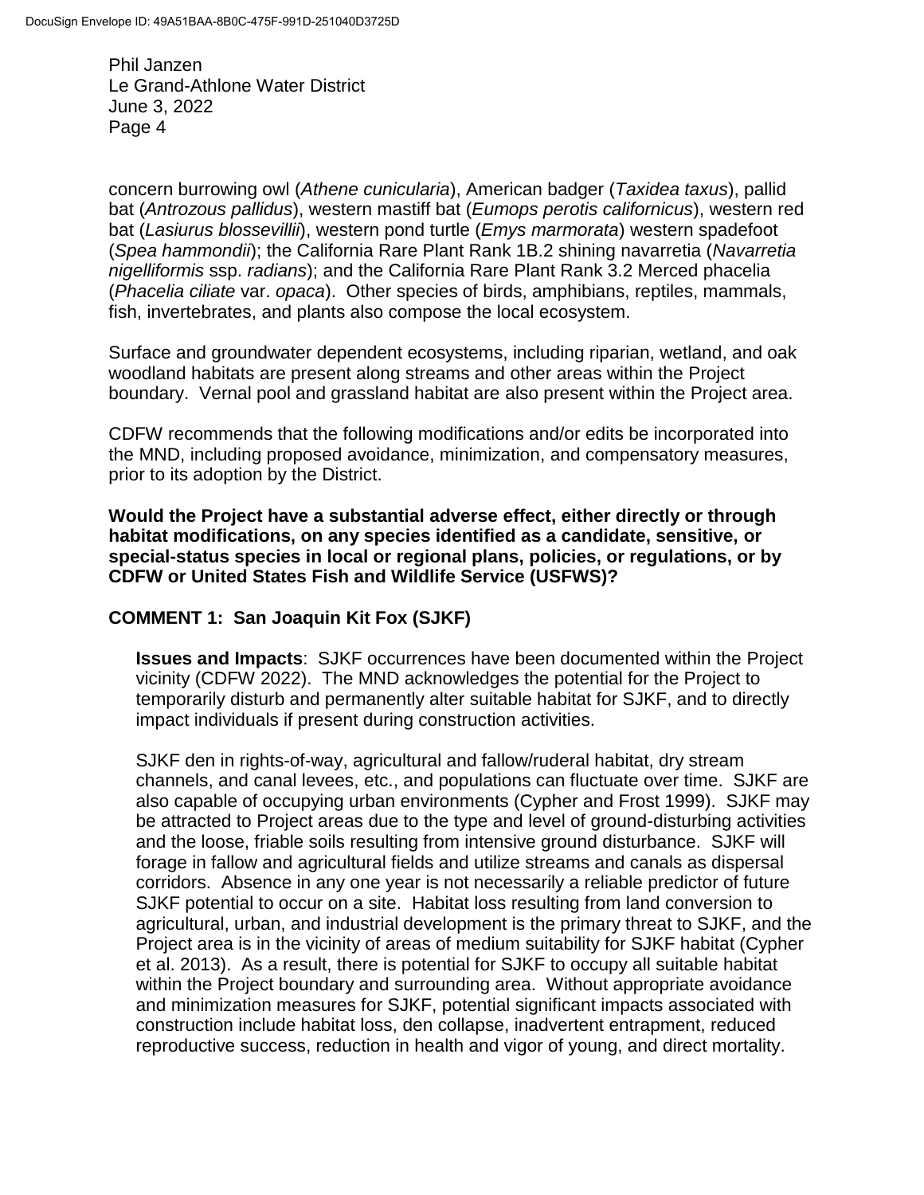concern burrowing owl (*Athene cunicularia*), American badger (*Taxidea taxus*), pallid bat (*Antrozous pallidus*), western mastiff bat (*Eumops perotis californicus*), western red bat (*Lasiurus blossevillii*), western pond turtle (*Emys marmorata*) western spadefoot (*Spea hammondii*); the California Rare Plant Rank 1B.2 shining navarretia (*Navarretia nigelliformis* ssp. *radians*); and the California Rare Plant Rank 3.2 Merced phacelia (*Phacelia ciliate* var. *opaca*). Other species of birds, amphibians, reptiles, mammals, fish, invertebrates, and plants also compose the local ecosystem.

Surface and groundwater dependent ecosystems, including riparian, wetland, and oak woodland habitats are present along streams and other areas within the Project boundary. Vernal pool and grassland habitat are also present within the Project area.

CDFW recommends that the following modifications and/or edits be incorporated into the MND, including proposed avoidance, minimization, and compensatory measures, prior to its adoption by the District.

**Would the Project have a substantial adverse effect, either directly or through habitat modifications, on any species identified as a candidate, sensitive, or special-status species in local or regional plans, policies, or regulations, or by CDFW or United States Fish and Wildlife Service (USFWS)?**

**COMMENT 1: San Joaquin Kit Fox (SJKF)**

**Issues and Impacts**: SJKF occurrences have been documented within the Project vicinity (CDFW 2022). The MND acknowledges the potential for the Project to temporarily disturb and permanently alter suitable habitat for SJKF, and to directly impact individuals if present during construction activities.

SJKF den in rights-of-way, agricultural and fallow/ruderal habitat, dry stream channels, and canal levees, etc., and populations can fluctuate over time. SJKF are also capable of occupying urban environments (Cypher and Frost 1999). SJKF may be attracted to Project areas due to the type and level of ground-disturbing activities and the loose, friable soils resulting from intensive ground disturbance. SJKF will forage in fallow and agricultural fields and utilize streams and canals as dispersal corridors. Absence in any one year is not necessarily a reliable predictor of future SJKF potential to occur on a site. Habitat loss resulting from land conversion to agricultural, urban, and industrial development is the primary threat to SJKF, and the Project area is in the vicinity of areas of medium suitability for SJKF habitat (Cypher et al. 2013). As a result, there is potential for SJKF to occupy all suitable habitat within the Project boundary and surrounding area. Without appropriate avoidance and minimization measures for SJKF, potential significant impacts associated with construction include habitat loss, den collapse, inadvertent entrapment, reduced reproductive success, reduction in health and vigor of young, and direct mortality.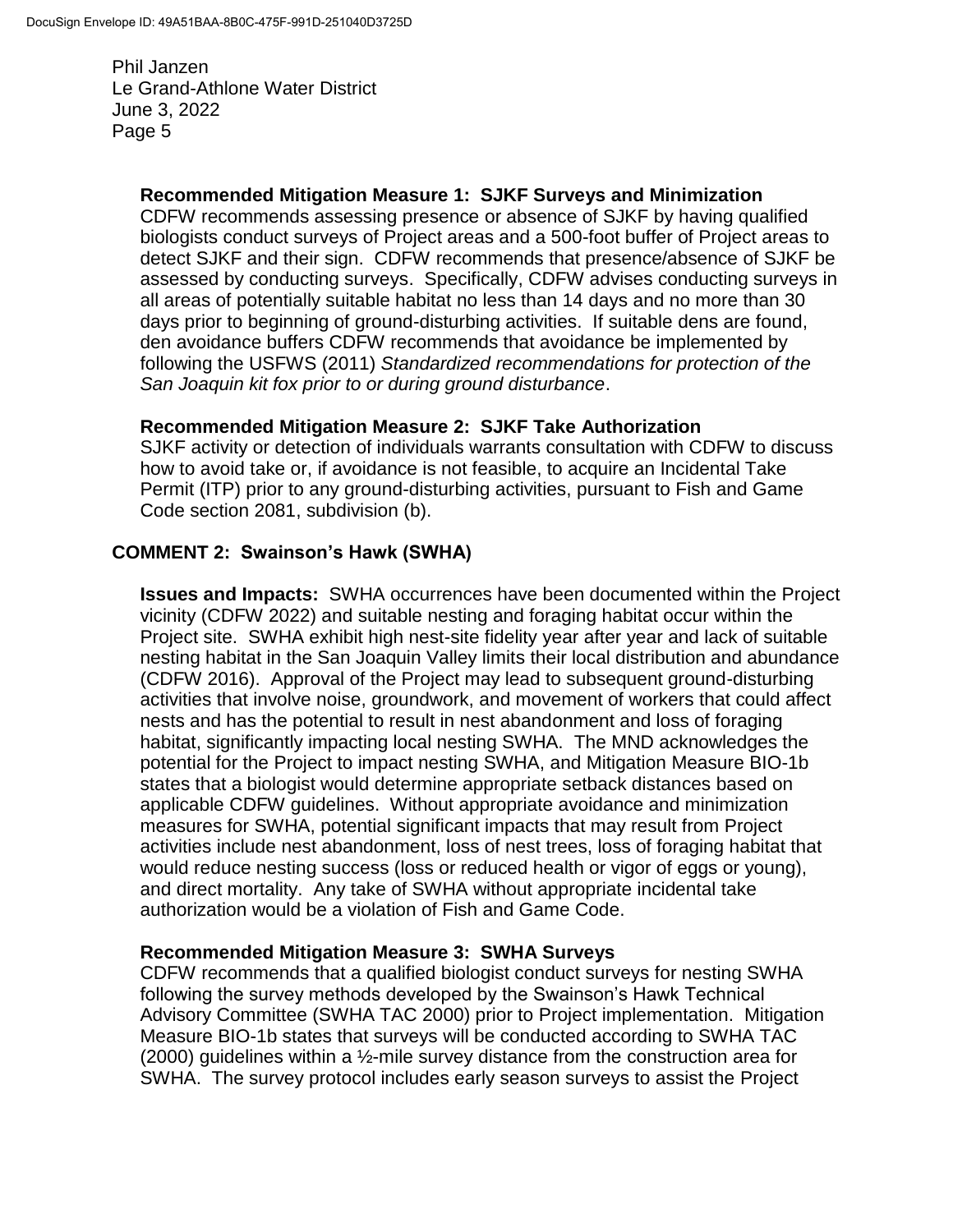**Recommended Mitigation Measure 1: SJKF Surveys and Minimization**

CDFW recommends assessing presence or absence of SJKF by having qualified biologists conduct surveys of Project areas and a 500-foot buffer of Project areas to detect SJKF and their sign. CDFW recommends that presence/absence of SJKF be assessed by conducting surveys. Specifically, CDFW advises conducting surveys in all areas of potentially suitable habitat no less than 14 days and no more than 30 days prior to beginning of ground-disturbing activities. If suitable dens are found, den avoidance buffers CDFW recommends that avoidance be implemented by following the USFWS (2011) *Standardized recommendations for protection of the San Joaquin kit fox prior to or during ground disturbance*.

**Recommended Mitigation Measure 2: SJKF Take Authorization**

SJKF activity or detection of individuals warrants consultation with CDFW to discuss how to avoid take or, if avoidance is not feasible, to acquire an Incidental Take Permit (ITP) prior to any ground-disturbing activities, pursuant to Fish and Game Code section 2081, subdivision (b).

## COMMENT 2: Swainson's Hawk (SWHA)

**Issues and Impacts:** SWHA occurrences have been documented within the Project vicinity (CDFW 2022) and suitable nesting and foraging habitat occur within the Project site. SWHA exhibit high nest-site fidelity year after year and lack of suitable nesting habitat in the San Joaquin Valley limits their local distribution and abundance (CDFW 2016). Approval of the Project may lead to subsequent ground-disturbing activities that involve noise, groundwork, and movement of workers that could affect nests and has the potential to result in nest abandonment and loss of foraging habitat, significantly impacting local nesting SWHA. The MND acknowledges the potential for the Project to impact nesting SWHA, and Mitigation Measure BIO-1b states that a biologist would determine appropriate setback distances based on applicable CDFW guidelines. Without appropriate avoidance and minimization measures for SWHA, potential significant impacts that may result from Project activities include nest abandonment, loss of nest trees, loss of foraging habitat that would reduce nesting success (loss or reduced health or vigor of eggs or young), and direct mortality. Any take of SWHA without appropriate incidental take authorization would be a violation of Fish and Game Code.

**Recommended Mitigation Measure 3: SWHA Surveys**

CDFW recommends that a qualified biologist conduct surveys for nesting SWHA following the survey methods developed by the Swainson's Hawk Technical Advisory Committee (SWHA TAC 2000) prior to Project implementation. Mitigation Measure BIO-1b states that surveys will be conducted according to SWHA TAC (2000) guidelines within a ½-mile survey distance from the construction area for SWHA. The survey protocol includes early season surveys to assist the Project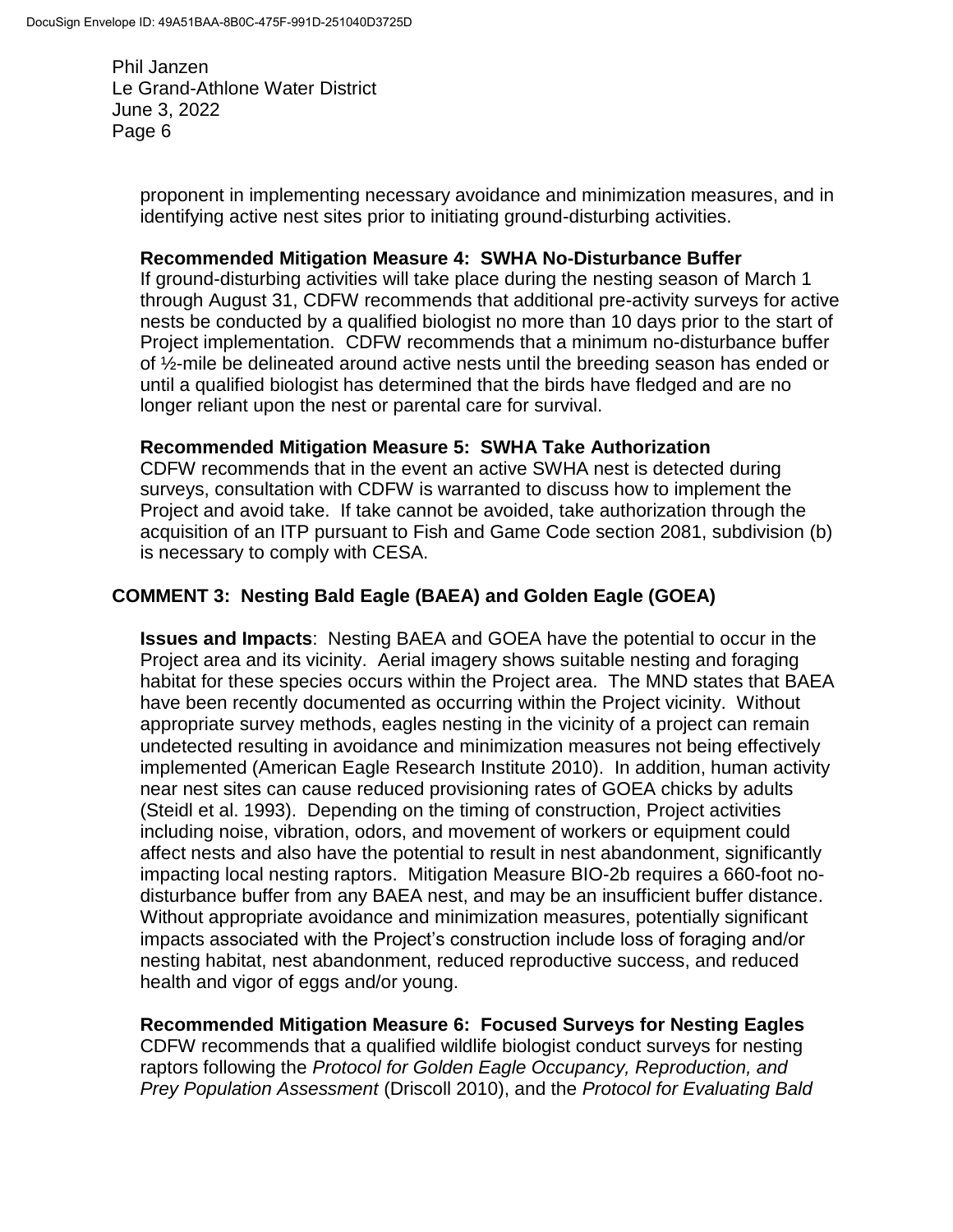proponent in implementing necessary avoidance and minimization measures, and in identifying active nest sites prior to initiating ground-disturbing activities.

**Recommended Mitigation Measure 4: SWHA No-Disturbance Buffer**
If ground-disturbing activities will take place during the nesting season of March 1 through August 31, CDFW recommends that additional pre-activity surveys for active nests be conducted by a qualified biologist no more than 10 days prior to the start of Project implementation. CDFW recommends that a minimum no-disturbance buffer of ½-mile be delineated around active nests until the breeding season has ended or until a qualified biologist has determined that the birds have fledged and are no longer reliant upon the nest or parental care for survival.

**Recommended Mitigation Measure 5: SWHA Take Authorization**
CDFW recommends that in the event an active SWHA nest is detected during surveys, consultation with CDFW is warranted to discuss how to implement the Project and avoid take. If take cannot be avoided, take authorization through the acquisition of an ITP pursuant to Fish and Game Code section 2081, subdivision (b) is necessary to comply with CESA.

## COMMENT 3: Nesting Bald Eagle (BAEA) and Golden Eagle (GOEA)

**Issues and Impacts**: Nesting BAEA and GOEA have the potential to occur in the Project area and its vicinity. Aerial imagery shows suitable nesting and foraging habitat for these species occurs within the Project area. The MND states that BAEA have been recently documented as occurring within the Project vicinity. Without appropriate survey methods, eagles nesting in the vicinity of a project can remain undetected resulting in avoidance and minimization measures not being effectively implemented (American Eagle Research Institute 2010). In addition, human activity near nest sites can cause reduced provisioning rates of GOEA chicks by adults (Steidl et al. 1993). Depending on the timing of construction, Project activities including noise, vibration, odors, and movement of workers or equipment could affect nests and also have the potential to result in nest abandonment, significantly impacting local nesting raptors. Mitigation Measure BIO-2b requires a 660-foot no-disturbance buffer from any BAEA nest, and may be an insufficient buffer distance. Without appropriate avoidance and minimization measures, potentially significant impacts associated with the Project's construction include loss of foraging and/or nesting habitat, nest abandonment, reduced reproductive success, and reduced health and vigor of eggs and/or young.

**Recommended Mitigation Measure 6: Focused Surveys for Nesting Eagles**
CDFW recommends that a qualified wildlife biologist conduct surveys for nesting raptors following the *Protocol for Golden Eagle Occupancy, Reproduction, and Prey Population Assessment* (Driscoll 2010), and the *Protocol for Evaluating Bald*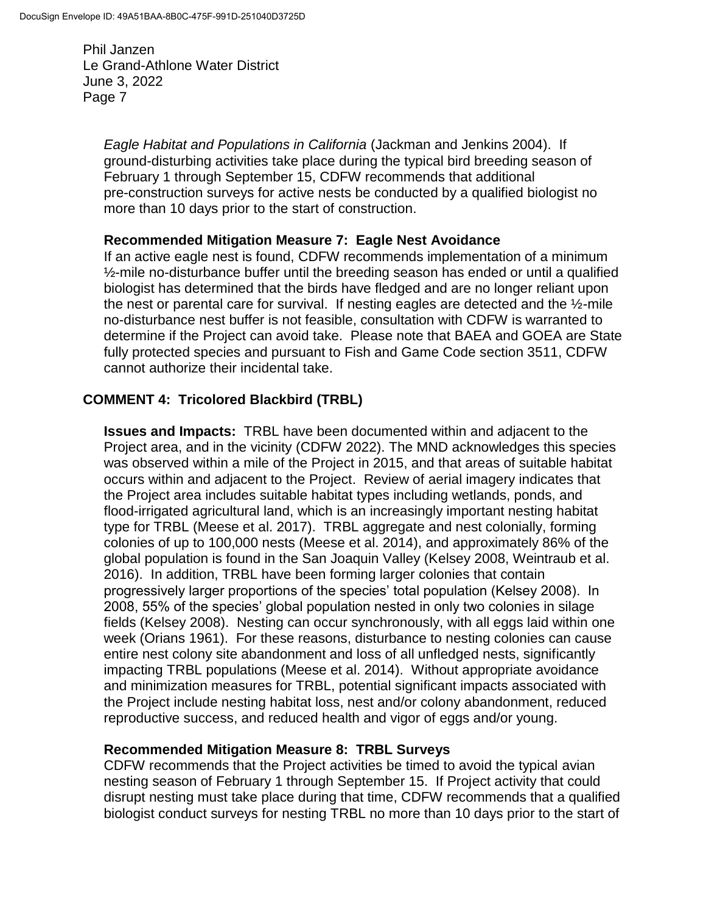*Eagle Habitat and Populations in California* (Jackman and Jenkins 2004). If ground-disturbing activities take place during the typical bird breeding season of February 1 through September 15, CDFW recommends that additional pre-construction surveys for active nests be conducted by a qualified biologist no more than 10 days prior to the start of construction.

**Recommended Mitigation Measure 7: Eagle Nest Avoidance**

If an active eagle nest is found, CDFW recommends implementation of a minimum ½-mile no-disturbance buffer until the breeding season has ended or until a qualified biologist has determined that the birds have fledged and are no longer reliant upon the nest or parental care for survival. If nesting eagles are detected and the ½-mile no-disturbance nest buffer is not feasible, consultation with CDFW is warranted to determine if the Project can avoid take. Please note that BAEA and GOEA are State fully protected species and pursuant to Fish and Game Code section 3511, CDFW cannot authorize their incidental take.

## COMMENT 4: Tricolored Blackbird (TRBL)

**Issues and Impacts:** TRBL have been documented within and adjacent to the Project area, and in the vicinity (CDFW 2022). The MND acknowledges this species was observed within a mile of the Project in 2015, and that areas of suitable habitat occurs within and adjacent to the Project. Review of aerial imagery indicates that the Project area includes suitable habitat types including wetlands, ponds, and flood-irrigated agricultural land, which is an increasingly important nesting habitat type for TRBL (Meese et al. 2017). TRBL aggregate and nest colonially, forming colonies of up to 100,000 nests (Meese et al. 2014), and approximately 86% of the global population is found in the San Joaquin Valley (Kelsey 2008, Weintraub et al. 2016). In addition, TRBL have been forming larger colonies that contain progressively larger proportions of the species' total population (Kelsey 2008). In 2008, 55% of the species' global population nested in only two colonies in silage fields (Kelsey 2008). Nesting can occur synchronously, with all eggs laid within one week (Orians 1961). For these reasons, disturbance to nesting colonies can cause entire nest colony site abandonment and loss of all unfledged nests, significantly impacting TRBL populations (Meese et al. 2014). Without appropriate avoidance and minimization measures for TRBL, potential significant impacts associated with the Project include nesting habitat loss, nest and/or colony abandonment, reduced reproductive success, and reduced health and vigor of eggs and/or young.

**Recommended Mitigation Measure 8: TRBL Surveys**

CDFW recommends that the Project activities be timed to avoid the typical avian nesting season of February 1 through September 15. If Project activity that could disrupt nesting must take place during that time, CDFW recommends that a qualified biologist conduct surveys for nesting TRBL no more than 10 days prior to the start of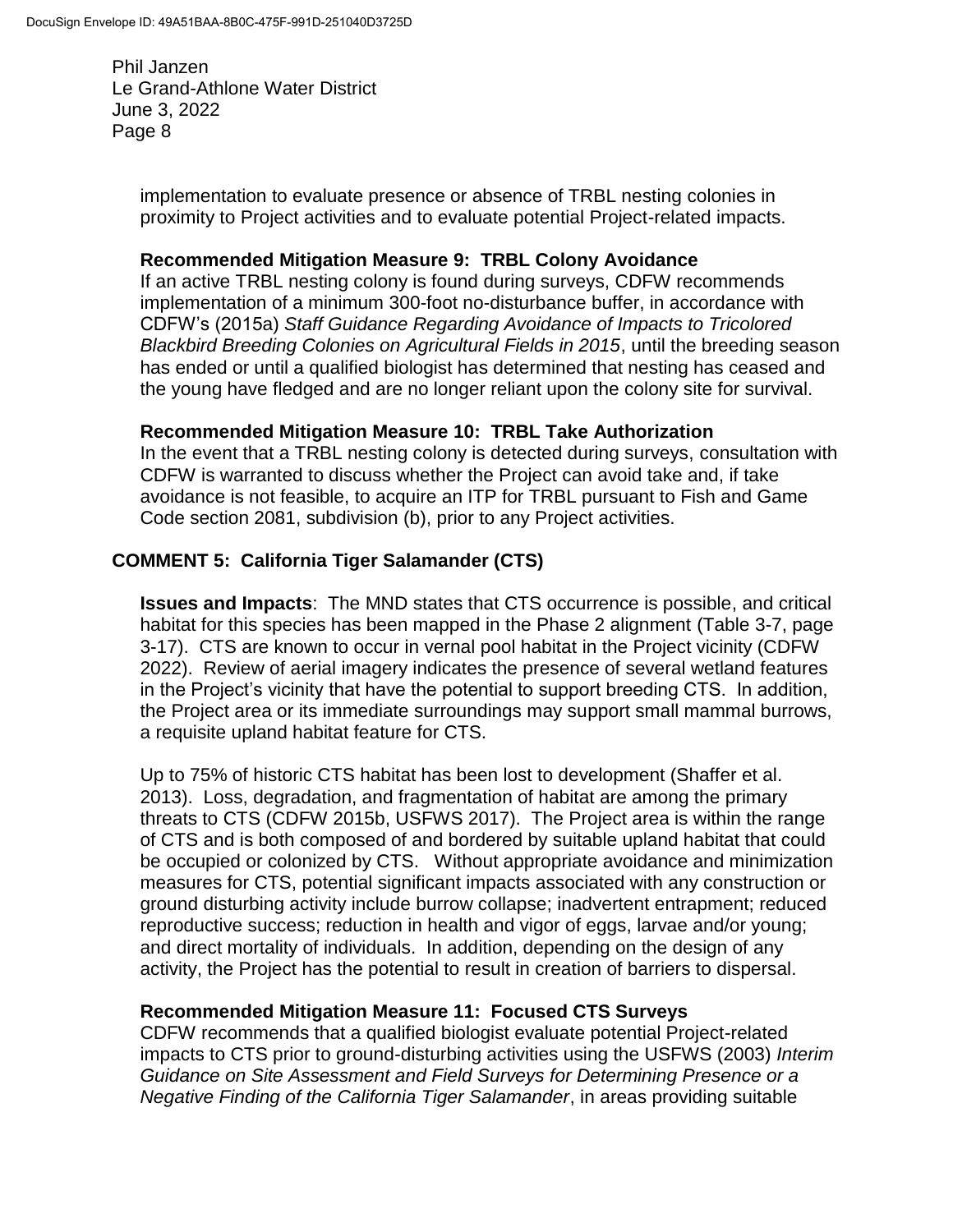implementation to evaluate presence or absence of TRBL nesting colonies in proximity to Project activities and to evaluate potential Project-related impacts.

**Recommended Mitigation Measure 9: TRBL Colony Avoidance**

If an active TRBL nesting colony is found during surveys, CDFW recommends implementation of a minimum 300-foot no-disturbance buffer, in accordance with CDFW's (2015a) *Staff Guidance Regarding Avoidance of Impacts to Tricolored Blackbird Breeding Colonies on Agricultural Fields in 2015*, until the breeding season has ended or until a qualified biologist has determined that nesting has ceased and the young have fledged and are no longer reliant upon the colony site for survival.

**Recommended Mitigation Measure 10: TRBL Take Authorization**

In the event that a TRBL nesting colony is detected during surveys, consultation with CDFW is warranted to discuss whether the Project can avoid take and, if take avoidance is not feasible, to acquire an ITP for TRBL pursuant to Fish and Game Code section 2081, subdivision (b), prior to any Project activities.

## COMMENT 5: California Tiger Salamander (CTS)

**Issues and Impacts**: The MND states that CTS occurrence is possible, and critical habitat for this species has been mapped in the Phase 2 alignment (Table 3-7, page 3-17). CTS are known to occur in vernal pool habitat in the Project vicinity (CDFW 2022). Review of aerial imagery indicates the presence of several wetland features in the Project's vicinity that have the potential to support breeding CTS. In addition, the Project area or its immediate surroundings may support small mammal burrows, a requisite upland habitat feature for CTS.

Up to 75% of historic CTS habitat has been lost to development (Shaffer et al. 2013). Loss, degradation, and fragmentation of habitat are among the primary threats to CTS (CDFW 2015b, USFWS 2017). The Project area is within the range of CTS and is both composed of and bordered by suitable upland habitat that could be occupied or colonized by CTS. Without appropriate avoidance and minimization measures for CTS, potential significant impacts associated with any construction or ground disturbing activity include burrow collapse; inadvertent entrapment; reduced reproductive success; reduction in health and vigor of eggs, larvae and/or young; and direct mortality of individuals. In addition, depending on the design of any activity, the Project has the potential to result in creation of barriers to dispersal.

**Recommended Mitigation Measure 11: Focused CTS Surveys**

CDFW recommends that a qualified biologist evaluate potential Project-related impacts to CTS prior to ground-disturbing activities using the USFWS (2003) *Interim Guidance on Site Assessment and Field Surveys for Determining Presence or a Negative Finding of the California Tiger Salamander*, in areas providing suitable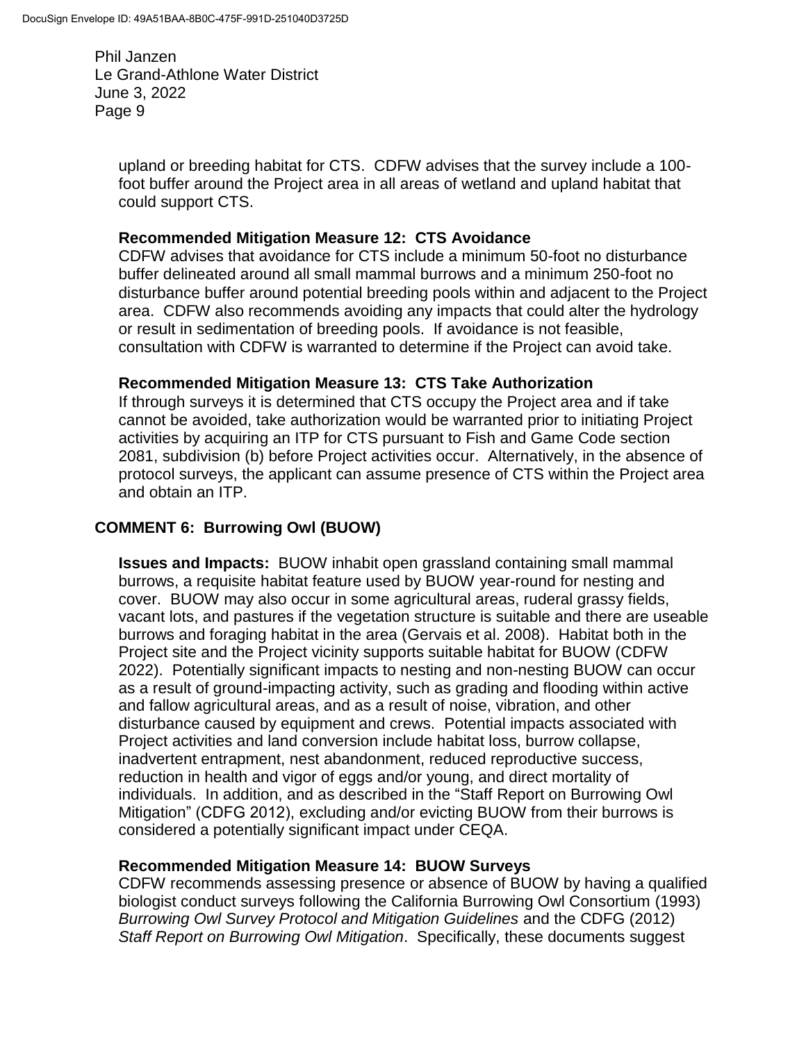upland or breeding habitat for CTS. CDFW advises that the survey include a 100-foot buffer around the Project area in all areas of wetland and upland habitat that could support CTS.

**Recommended Mitigation Measure 12: CTS Avoidance**
CDFW advises that avoidance for CTS include a minimum 50-foot no disturbance buffer delineated around all small mammal burrows and a minimum 250-foot no disturbance buffer around potential breeding pools within and adjacent to the Project area. CDFW also recommends avoiding any impacts that could alter the hydrology or result in sedimentation of breeding pools. If avoidance is not feasible, consultation with CDFW is warranted to determine if the Project can avoid take.

**Recommended Mitigation Measure 13: CTS Take Authorization**
If through surveys it is determined that CTS occupy the Project area and if take cannot be avoided, take authorization would be warranted prior to initiating Project activities by acquiring an ITP for CTS pursuant to Fish and Game Code section 2081, subdivision (b) before Project activities occur. Alternatively, in the absence of protocol surveys, the applicant can assume presence of CTS within the Project area and obtain an ITP.

## COMMENT 6: Burrowing Owl (BUOW)

**Issues and Impacts:** BUOW inhabit open grassland containing small mammal burrows, a requisite habitat feature used by BUOW year-round for nesting and cover. BUOW may also occur in some agricultural areas, ruderal grassy fields, vacant lots, and pastures if the vegetation structure is suitable and there are useable burrows and foraging habitat in the area (Gervais et al. 2008). Habitat both in the Project site and the Project vicinity supports suitable habitat for BUOW (CDFW 2022). Potentially significant impacts to nesting and non-nesting BUOW can occur as a result of ground-impacting activity, such as grading and flooding within active and fallow agricultural areas, and as a result of noise, vibration, and other disturbance caused by equipment and crews. Potential impacts associated with Project activities and land conversion include habitat loss, burrow collapse, inadvertent entrapment, nest abandonment, reduced reproductive success, reduction in health and vigor of eggs and/or young, and direct mortality of individuals. In addition, and as described in the "Staff Report on Burrowing Owl Mitigation" (CDFG 2012), excluding and/or evicting BUOW from their burrows is considered a potentially significant impact under CEQA.

**Recommended Mitigation Measure 14: BUOW Surveys**
CDFW recommends assessing presence or absence of BUOW by having a qualified biologist conduct surveys following the California Burrowing Owl Consortium (1993) *Burrowing Owl Survey Protocol and Mitigation Guidelines* and the CDFG (2012) *Staff Report on Burrowing Owl Mitigation*. Specifically, these documents suggest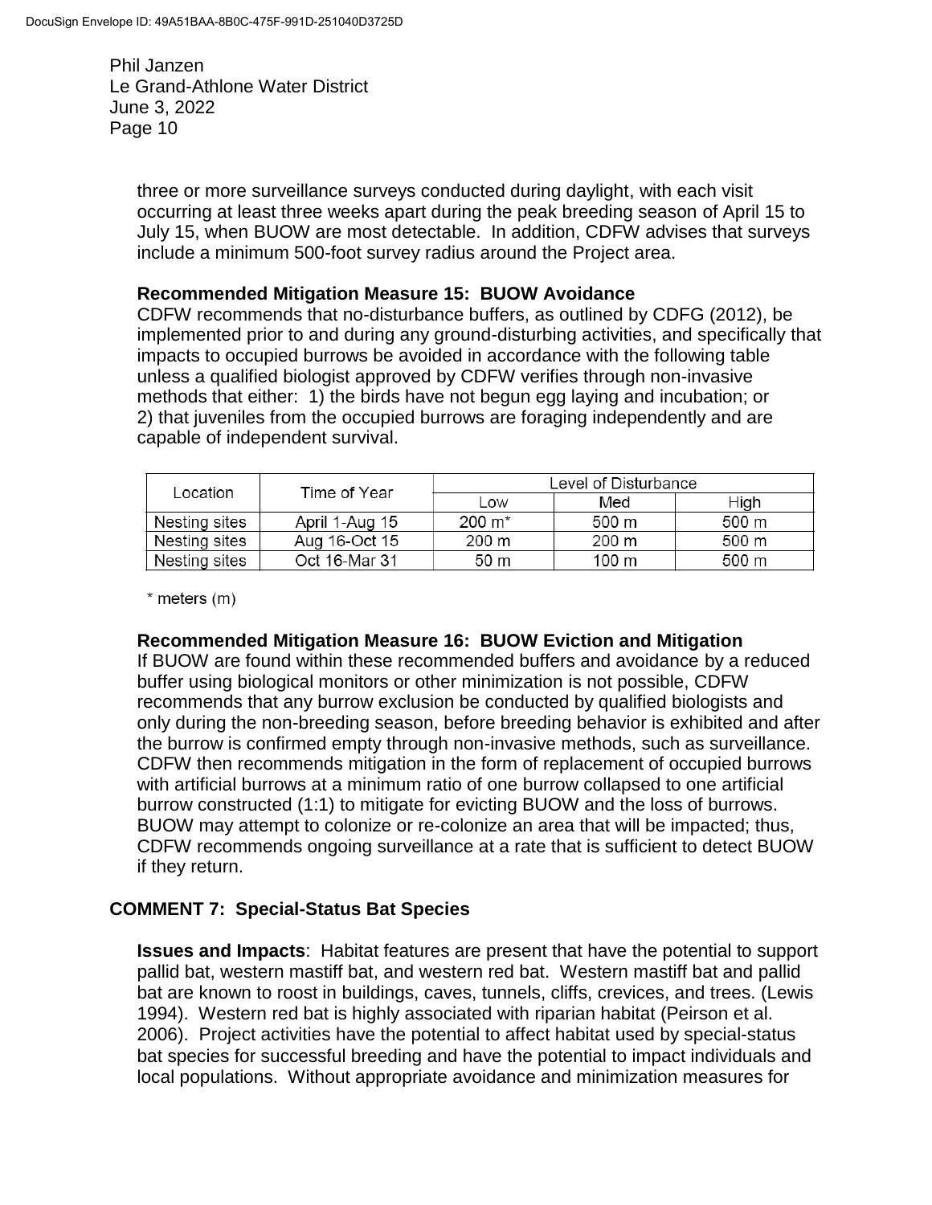three or more surveillance surveys conducted during daylight, with each visit occurring at least three weeks apart during the peak breeding season of April 15 to July 15, when BUOW are most detectable. In addition, CDFW advises that surveys include a minimum 500-foot survey radius around the Project area.

**Recommended Mitigation Measure 15: BUOW Avoidance**
CDFW recommends that no-disturbance buffers, as outlined by CDFG (2012), be implemented prior to and during any ground-disturbing activities, and specifically that impacts to occupied burrows be avoided in accordance with the following table unless a qualified biologist approved by CDFW verifies through non-invasive methods that either: 1) the birds have not begun egg laying and incubation; or 2) that juveniles from the occupied burrows are foraging independently and are capable of independent survival.

| Location | Time of Year | Level of Disturbance | | |
|---|---|---|---|---|
| | | Low | Med | High |
| Nesting sites | April 1-Aug 15 | 200 m* | 500 m | 500 m |
| Nesting sites | Aug 16-Oct 15 | 200 m | 200 m | 500 m |
| Nesting sites | Oct 16-Mar 31 | 50 m | 100 m | 500 m |

\* meters (m)

**Recommended Mitigation Measure 16: BUOW Eviction and Mitigation**
If BUOW are found within these recommended buffers and avoidance by a reduced buffer using biological monitors or other minimization is not possible, CDFW recommends that any burrow exclusion be conducted by qualified biologists and only during the non-breeding season, before breeding behavior is exhibited and after the burrow is confirmed empty through non-invasive methods, such as surveillance. CDFW then recommends mitigation in the form of replacement of occupied burrows with artificial burrows at a minimum ratio of one burrow collapsed to one artificial burrow constructed (1:1) to mitigate for evicting BUOW and the loss of burrows. BUOW may attempt to colonize or re-colonize an area that will be impacted; thus, CDFW recommends ongoing surveillance at a rate that is sufficient to detect BUOW if they return.

## COMMENT 7: Special-Status Bat Species

**Issues and Impacts**: Habitat features are present that have the potential to support pallid bat, western mastiff bat, and western red bat. Western mastiff bat and pallid bat are known to roost in buildings, caves, tunnels, cliffs, crevices, and trees. (Lewis 1994). Western red bat is highly associated with riparian habitat (Peirson et al. 2006). Project activities have the potential to affect habitat used by special-status bat species for successful breeding and have the potential to impact individuals and local populations. Without appropriate avoidance and minimization measures for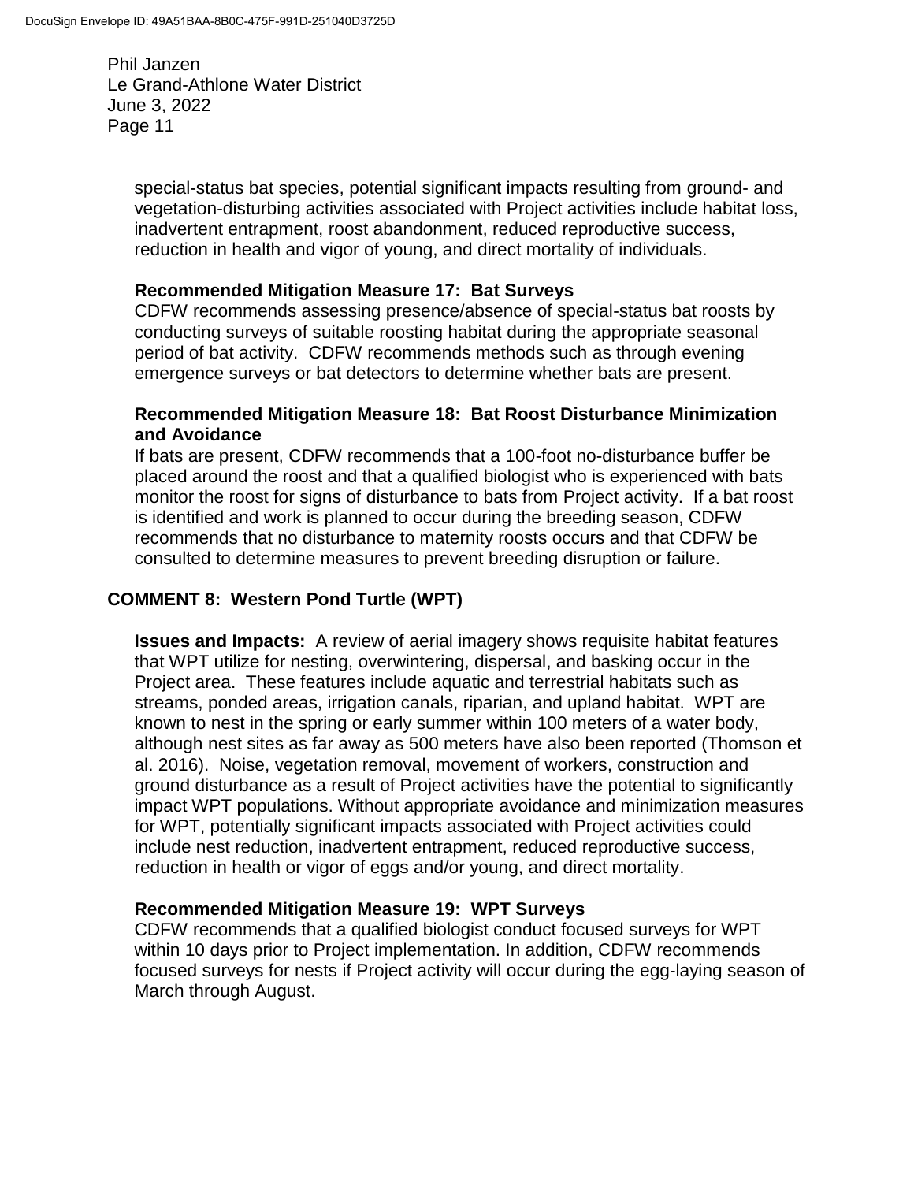special-status bat species, potential significant impacts resulting from ground- and vegetation-disturbing activities associated with Project activities include habitat loss, inadvertent entrapment, roost abandonment, reduced reproductive success, reduction in health and vigor of young, and direct mortality of individuals.

**Recommended Mitigation Measure 17: Bat Surveys**
CDFW recommends assessing presence/absence of special-status bat roosts by conducting surveys of suitable roosting habitat during the appropriate seasonal period of bat activity. CDFW recommends methods such as through evening emergence surveys or bat detectors to determine whether bats are present.

**Recommended Mitigation Measure 18: Bat Roost Disturbance Minimization and Avoidance**
If bats are present, CDFW recommends that a 100-foot no-disturbance buffer be placed around the roost and that a qualified biologist who is experienced with bats monitor the roost for signs of disturbance to bats from Project activity. If a bat roost is identified and work is planned to occur during the breeding season, CDFW recommends that no disturbance to maternity roosts occurs and that CDFW be consulted to determine measures to prevent breeding disruption or failure.

## COMMENT 8: Western Pond Turtle (WPT)

**Issues and Impacts:** A review of aerial imagery shows requisite habitat features that WPT utilize for nesting, overwintering, dispersal, and basking occur in the Project area. These features include aquatic and terrestrial habitats such as streams, ponded areas, irrigation canals, riparian, and upland habitat. WPT are known to nest in the spring or early summer within 100 meters of a water body, although nest sites as far away as 500 meters have also been reported (Thomson et al. 2016). Noise, vegetation removal, movement of workers, construction and ground disturbance as a result of Project activities have the potential to significantly impact WPT populations. Without appropriate avoidance and minimization measures for WPT, potentially significant impacts associated with Project activities could include nest reduction, inadvertent entrapment, reduced reproductive success, reduction in health or vigor of eggs and/or young, and direct mortality.

**Recommended Mitigation Measure 19: WPT Surveys**
CDFW recommends that a qualified biologist conduct focused surveys for WPT within 10 days prior to Project implementation. In addition, CDFW recommends focused surveys for nests if Project activity will occur during the egg-laying season of March through August.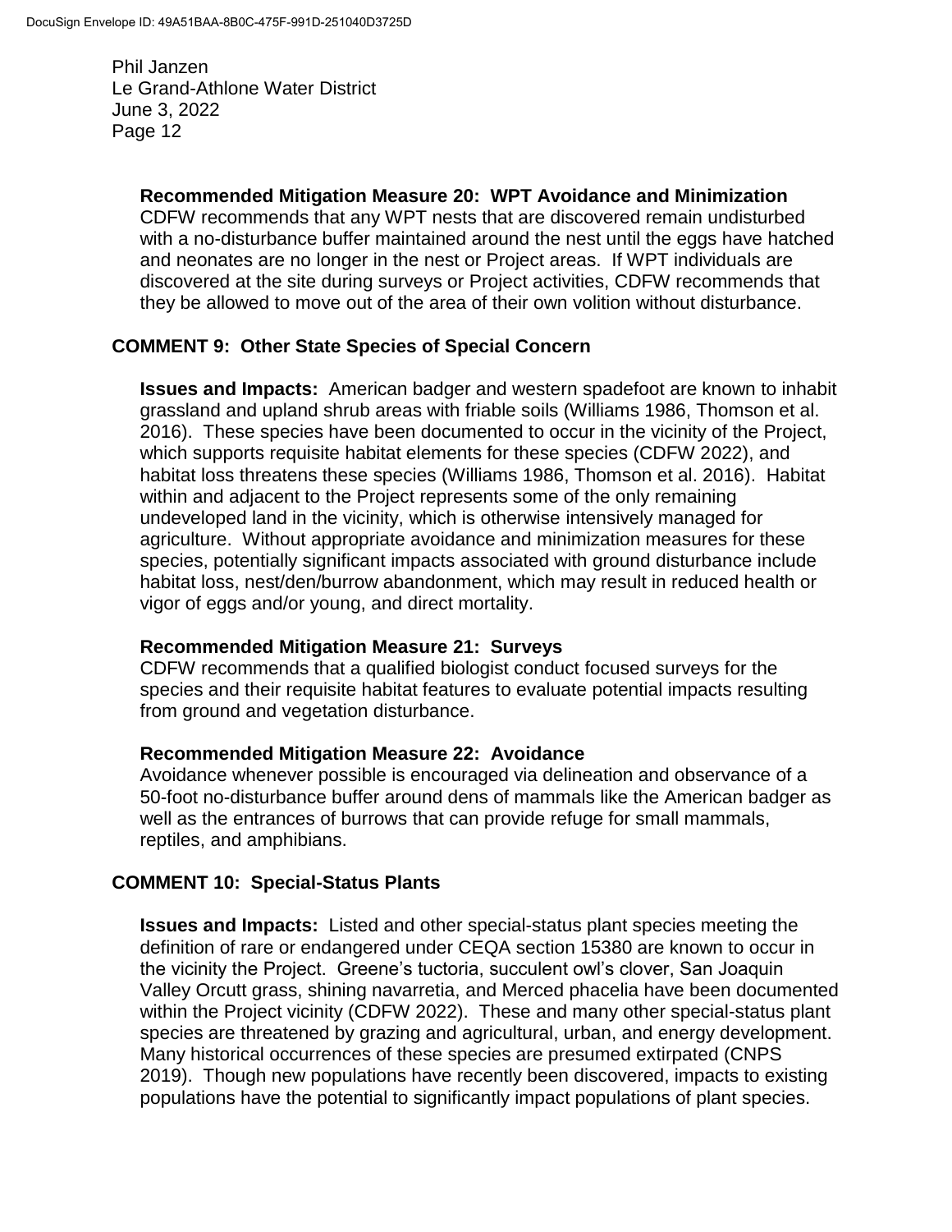**Recommended Mitigation Measure 20: WPT Avoidance and Minimization**
CDFW recommends that any WPT nests that are discovered remain undisturbed with a no-disturbance buffer maintained around the nest until the eggs have hatched and neonates are no longer in the nest or Project areas. If WPT individuals are discovered at the site during surveys or Project activities, CDFW recommends that they be allowed to move out of the area of their own volition without disturbance.

**COMMENT 9: Other State Species of Special Concern**

**Issues and Impacts:** American badger and western spadefoot are known to inhabit grassland and upland shrub areas with friable soils (Williams 1986, Thomson et al. 2016). These species have been documented to occur in the vicinity of the Project, which supports requisite habitat elements for these species (CDFW 2022), and habitat loss threatens these species (Williams 1986, Thomson et al. 2016). Habitat within and adjacent to the Project represents some of the only remaining undeveloped land in the vicinity, which is otherwise intensively managed for agriculture. Without appropriate avoidance and minimization measures for these species, potentially significant impacts associated with ground disturbance include habitat loss, nest/den/burrow abandonment, which may result in reduced health or vigor of eggs and/or young, and direct mortality.

**Recommended Mitigation Measure 21: Surveys**
CDFW recommends that a qualified biologist conduct focused surveys for the species and their requisite habitat features to evaluate potential impacts resulting from ground and vegetation disturbance.

**Recommended Mitigation Measure 22: Avoidance**
Avoidance whenever possible is encouraged via delineation and observance of a 50-foot no-disturbance buffer around dens of mammals like the American badger as well as the entrances of burrows that can provide refuge for small mammals, reptiles, and amphibians.

**COMMENT 10: Special-Status Plants**

**Issues and Impacts:** Listed and other special-status plant species meeting the definition of rare or endangered under CEQA section 15380 are known to occur in the vicinity the Project. Greene's tuctoria, succulent owl's clover, San Joaquin Valley Orcutt grass, shining navarretia, and Merced phacelia have been documented within the Project vicinity (CDFW 2022). These and many other special-status plant species are threatened by grazing and agricultural, urban, and energy development. Many historical occurrences of these species are presumed extirpated (CNPS 2019). Though new populations have recently been discovered, impacts to existing populations have the potential to significantly impact populations of plant species.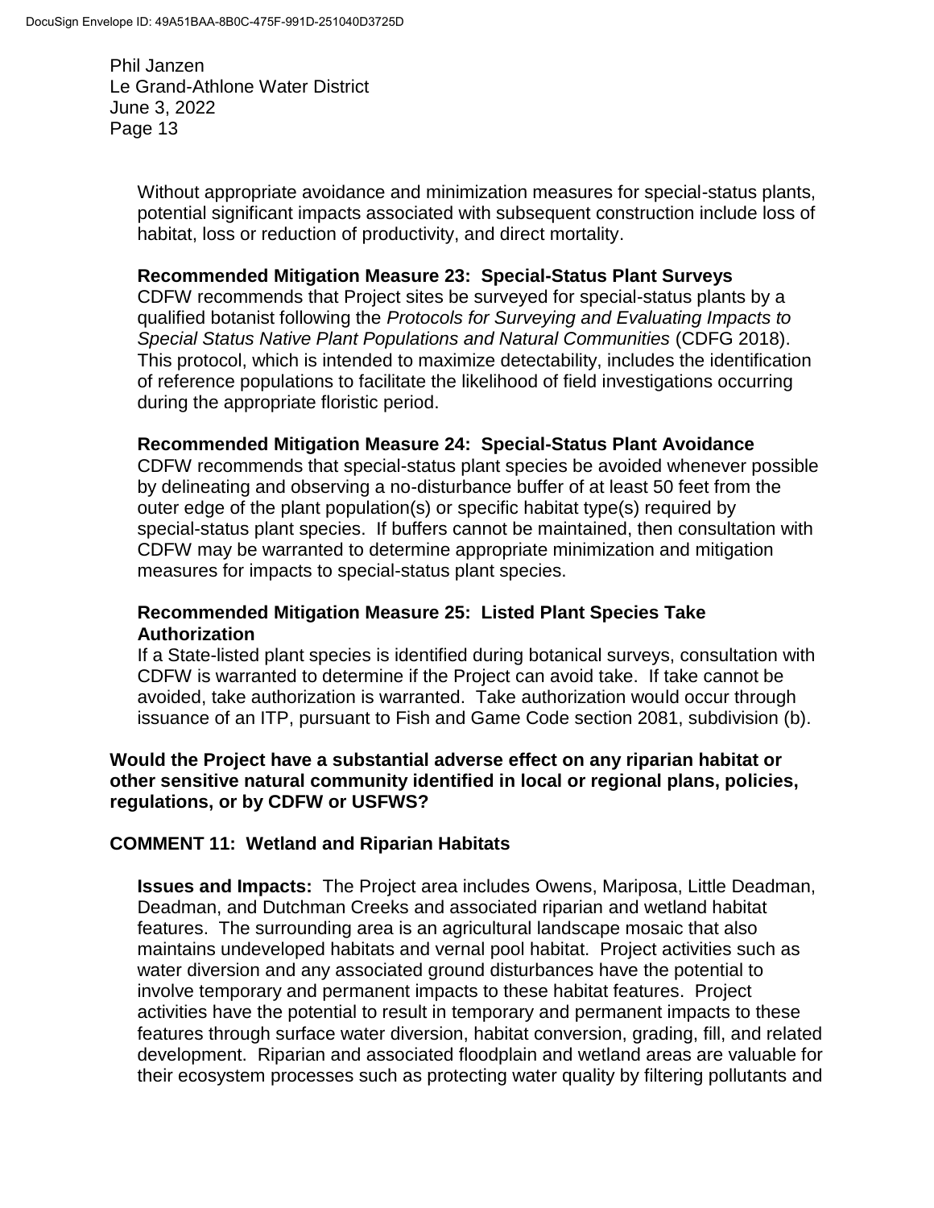Without appropriate avoidance and minimization measures for special-status plants, potential significant impacts associated with subsequent construction include loss of habitat, loss or reduction of productivity, and direct mortality.

**Recommended Mitigation Measure 23: Special-Status Plant Surveys**
CDFW recommends that Project sites be surveyed for special-status plants by a qualified botanist following the *Protocols for Surveying and Evaluating Impacts to Special Status Native Plant Populations and Natural Communities* (CDFG 2018). This protocol, which is intended to maximize detectability, includes the identification of reference populations to facilitate the likelihood of field investigations occurring during the appropriate floristic period.

**Recommended Mitigation Measure 24: Special-Status Plant Avoidance**
CDFW recommends that special-status plant species be avoided whenever possible by delineating and observing a no-disturbance buffer of at least 50 feet from the outer edge of the plant population(s) or specific habitat type(s) required by special-status plant species. If buffers cannot be maintained, then consultation with CDFW may be warranted to determine appropriate minimization and mitigation measures for impacts to special-status plant species.

**Recommended Mitigation Measure 25: Listed Plant Species Take Authorization**
If a State-listed plant species is identified during botanical surveys, consultation with CDFW is warranted to determine if the Project can avoid take. If take cannot be avoided, take authorization is warranted. Take authorization would occur through issuance of an ITP, pursuant to Fish and Game Code section 2081, subdivision (b).

**Would the Project have a substantial adverse effect on any riparian habitat or other sensitive natural community identified in local or regional plans, policies, regulations, or by CDFW or USFWS?**

**COMMENT 11: Wetland and Riparian Habitats**

**Issues and Impacts:** The Project area includes Owens, Mariposa, Little Deadman, Deadman, and Dutchman Creeks and associated riparian and wetland habitat features. The surrounding area is an agricultural landscape mosaic that also maintains undeveloped habitats and vernal pool habitat. Project activities such as water diversion and any associated ground disturbances have the potential to involve temporary and permanent impacts to these habitat features. Project activities have the potential to result in temporary and permanent impacts to these features through surface water diversion, habitat conversion, grading, fill, and related development. Riparian and associated floodplain and wetland areas are valuable for their ecosystem processes such as protecting water quality by filtering pollutants and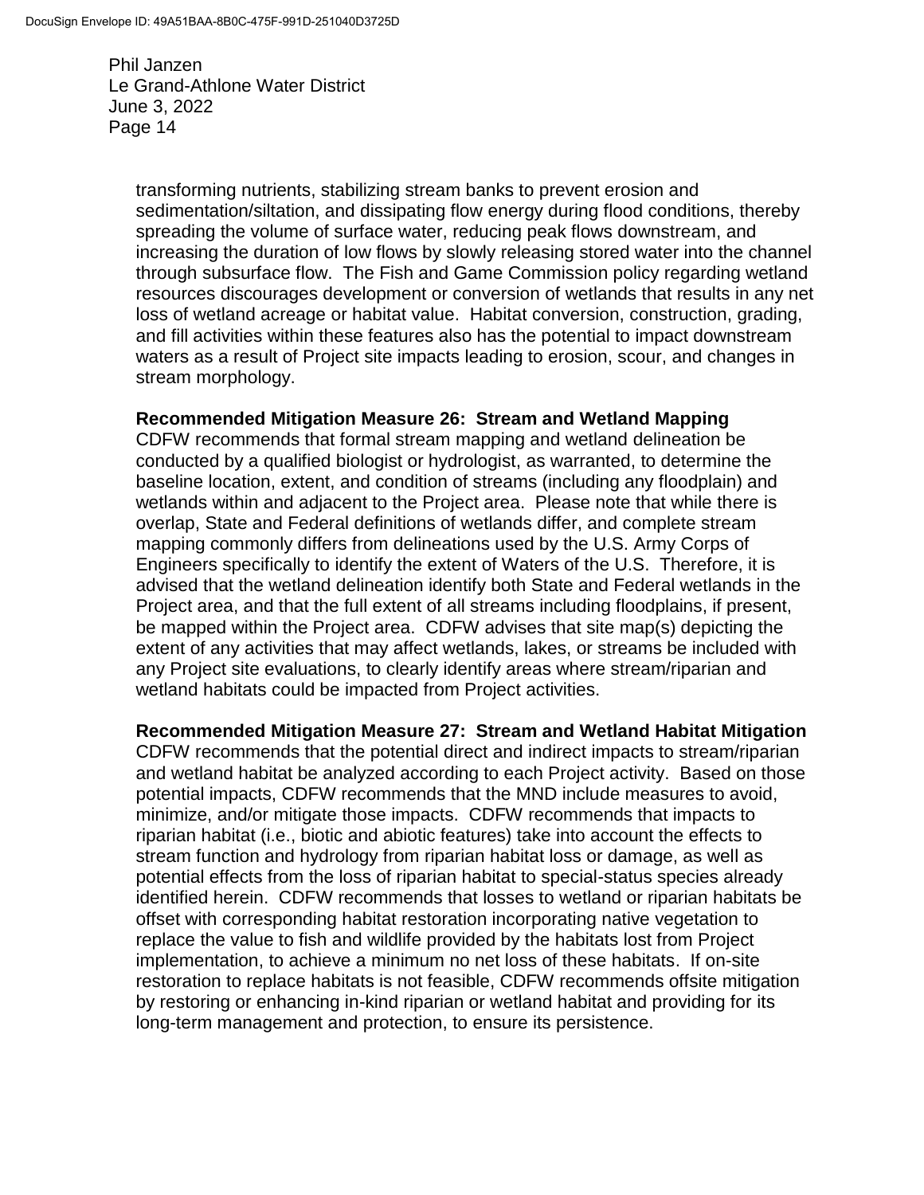transforming nutrients, stabilizing stream banks to prevent erosion and sedimentation/siltation, and dissipating flow energy during flood conditions, thereby spreading the volume of surface water, reducing peak flows downstream, and increasing the duration of low flows by slowly releasing stored water into the channel through subsurface flow. The Fish and Game Commission policy regarding wetland resources discourages development or conversion of wetlands that results in any net loss of wetland acreage or habitat value. Habitat conversion, construction, grading, and fill activities within these features also has the potential to impact downstream waters as a result of Project site impacts leading to erosion, scour, and changes in stream morphology.

**Recommended Mitigation Measure 26: Stream and Wetland Mapping**
CDFW recommends that formal stream mapping and wetland delineation be conducted by a qualified biologist or hydrologist, as warranted, to determine the baseline location, extent, and condition of streams (including any floodplain) and wetlands within and adjacent to the Project area. Please note that while there is overlap, State and Federal definitions of wetlands differ, and complete stream mapping commonly differs from delineations used by the U.S. Army Corps of Engineers specifically to identify the extent of Waters of the U.S. Therefore, it is advised that the wetland delineation identify both State and Federal wetlands in the Project area, and that the full extent of all streams including floodplains, if present, be mapped within the Project area. CDFW advises that site map(s) depicting the extent of any activities that may affect wetlands, lakes, or streams be included with any Project site evaluations, to clearly identify areas where stream/riparian and wetland habitats could be impacted from Project activities.

**Recommended Mitigation Measure 27: Stream and Wetland Habitat Mitigation**
CDFW recommends that the potential direct and indirect impacts to stream/riparian and wetland habitat be analyzed according to each Project activity. Based on those potential impacts, CDFW recommends that the MND include measures to avoid, minimize, and/or mitigate those impacts. CDFW recommends that impacts to riparian habitat (i.e., biotic and abiotic features) take into account the effects to stream function and hydrology from riparian habitat loss or damage, as well as potential effects from the loss of riparian habitat to special-status species already identified herein. CDFW recommends that losses to wetland or riparian habitats be offset with corresponding habitat restoration incorporating native vegetation to replace the value to fish and wildlife provided by the habitats lost from Project implementation, to achieve a minimum no net loss of these habitats. If on-site restoration to replace habitats is not feasible, CDFW recommends offsite mitigation by restoring or enhancing in-kind riparian or wetland habitat and providing for its long-term management and protection, to ensure its persistence.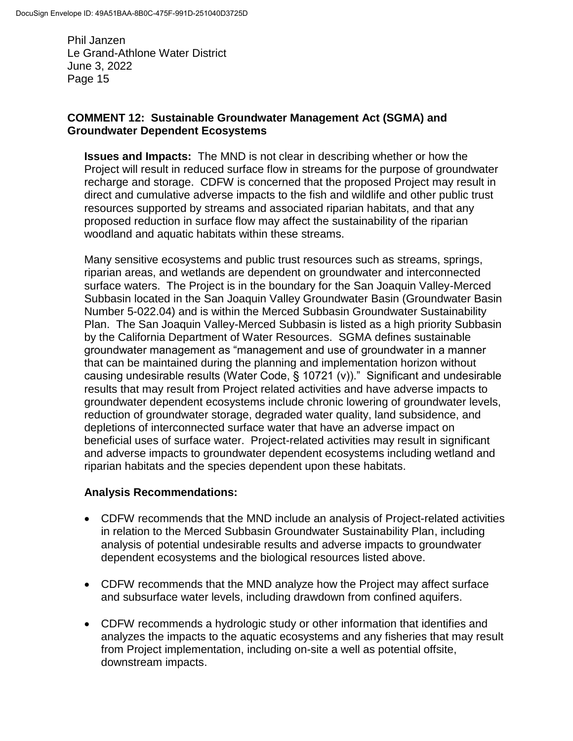**COMMENT 12: Sustainable Groundwater Management Act (SGMA) and Groundwater Dependent Ecosystems**

**Issues and Impacts:** The MND is not clear in describing whether or how the Project will result in reduced surface flow in streams for the purpose of groundwater recharge and storage. CDFW is concerned that the proposed Project may result in direct and cumulative adverse impacts to the fish and wildlife and other public trust resources supported by streams and associated riparian habitats, and that any proposed reduction in surface flow may affect the sustainability of the riparian woodland and aquatic habitats within these streams.

Many sensitive ecosystems and public trust resources such as streams, springs, riparian areas, and wetlands are dependent on groundwater and interconnected surface waters. The Project is in the boundary for the San Joaquin Valley-Merced Subbasin located in the San Joaquin Valley Groundwater Basin (Groundwater Basin Number 5-022.04) and is within the Merced Subbasin Groundwater Sustainability Plan. The San Joaquin Valley-Merced Subbasin is listed as a high priority Subbasin by the California Department of Water Resources. SGMA defines sustainable groundwater management as "management and use of groundwater in a manner that can be maintained during the planning and implementation horizon without causing undesirable results (Water Code, § 10721 (v))." Significant and undesirable results that may result from Project related activities and have adverse impacts to groundwater dependent ecosystems include chronic lowering of groundwater levels, reduction of groundwater storage, degraded water quality, land subsidence, and depletions of interconnected surface water that have an adverse impact on beneficial uses of surface water. Project-related activities may result in significant and adverse impacts to groundwater dependent ecosystems including wetland and riparian habitats and the species dependent upon these habitats.

**Analysis Recommendations:**

- CDFW recommends that the MND include an analysis of Project-related activities in relation to the Merced Subbasin Groundwater Sustainability Plan, including analysis of potential undesirable results and adverse impacts to groundwater dependent ecosystems and the biological resources listed above.
- CDFW recommends that the MND analyze how the Project may affect surface and subsurface water levels, including drawdown from confined aquifers.
- CDFW recommends a hydrologic study or other information that identifies and analyzes the impacts to the aquatic ecosystems and any fisheries that may result from Project implementation, including on-site a well as potential offsite, downstream impacts.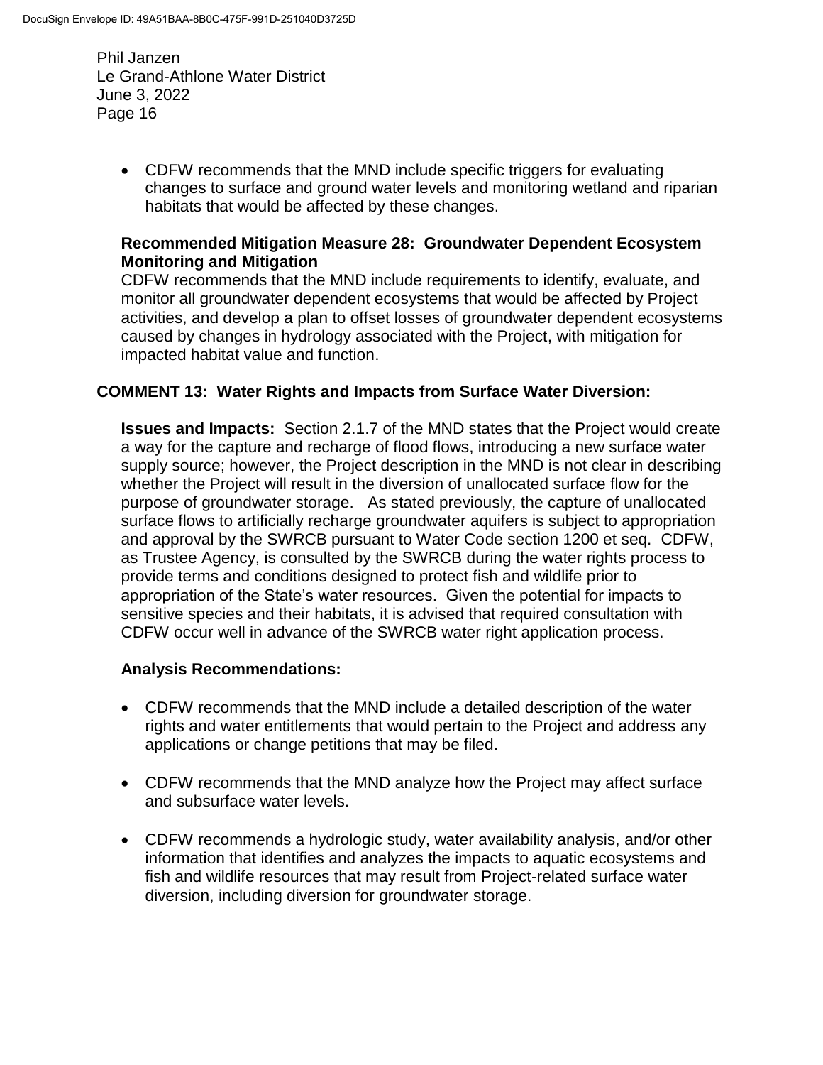- CDFW recommends that the MND include specific triggers for evaluating changes to surface and ground water levels and monitoring wetland and riparian habitats that would be affected by these changes.

**Recommended Mitigation Measure 28: Groundwater Dependent Ecosystem Monitoring and Mitigation**

CDFW recommends that the MND include requirements to identify, evaluate, and monitor all groundwater dependent ecosystems that would be affected by Project activities, and develop a plan to offset losses of groundwater dependent ecosystems caused by changes in hydrology associated with the Project, with mitigation for impacted habitat value and function.

**COMMENT 13: Water Rights and Impacts from Surface Water Diversion:**

**Issues and Impacts:** Section 2.1.7 of the MND states that the Project would create a way for the capture and recharge of flood flows, introducing a new surface water supply source; however, the Project description in the MND is not clear in describing whether the Project will result in the diversion of unallocated surface flow for the purpose of groundwater storage. As stated previously, the capture of unallocated surface flows to artificially recharge groundwater aquifers is subject to appropriation and approval by the SWRCB pursuant to Water Code section 1200 et seq. CDFW, as Trustee Agency, is consulted by the SWRCB during the water rights process to provide terms and conditions designed to protect fish and wildlife prior to appropriation of the State's water resources. Given the potential for impacts to sensitive species and their habitats, it is advised that required consultation with CDFW occur well in advance of the SWRCB water right application process.

**Analysis Recommendations:**

- CDFW recommends that the MND include a detailed description of the water rights and water entitlements that would pertain to the Project and address any applications or change petitions that may be filed.
- CDFW recommends that the MND analyze how the Project may affect surface and subsurface water levels.
- CDFW recommends a hydrologic study, water availability analysis, and/or other information that identifies and analyzes the impacts to aquatic ecosystems and fish and wildlife resources that may result from Project-related surface water diversion, including diversion for groundwater storage.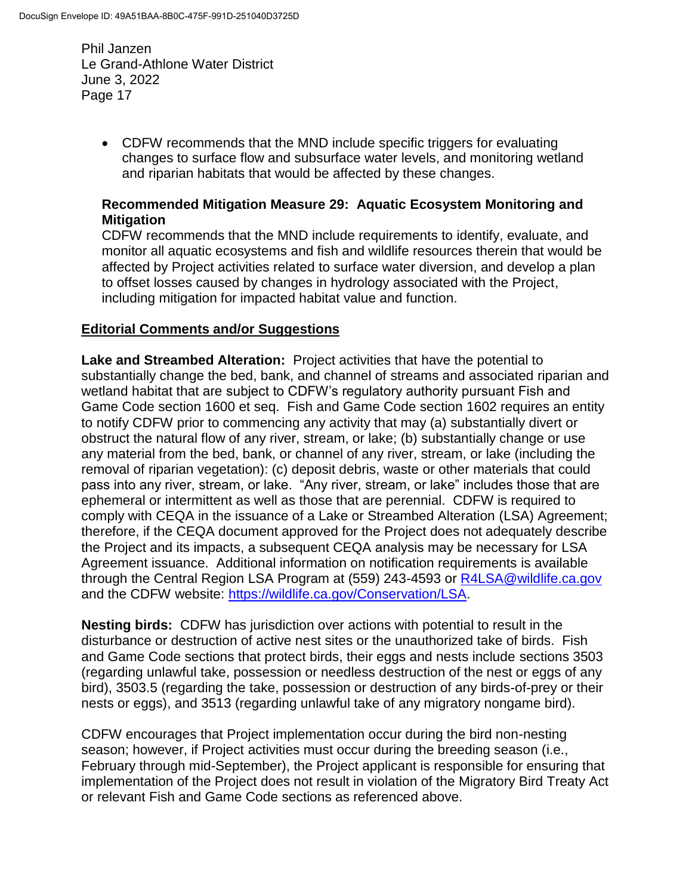- CDFW recommends that the MND include specific triggers for evaluating changes to surface flow and subsurface water levels, and monitoring wetland and riparian habitats that would be affected by these changes.

**Recommended Mitigation Measure 29: Aquatic Ecosystem Monitoring and Mitigation**

CDFW recommends that the MND include requirements to identify, evaluate, and monitor all aquatic ecosystems and fish and wildlife resources therein that would be affected by Project activities related to surface water diversion, and develop a plan to offset losses caused by changes in hydrology associated with the Project, including mitigation for impacted habitat value and function.

## Editorial Comments and/or Suggestions

**Lake and Streambed Alteration:** Project activities that have the potential to substantially change the bed, bank, and channel of streams and associated riparian and wetland habitat that are subject to CDFW's regulatory authority pursuant Fish and Game Code section 1600 et seq. Fish and Game Code section 1602 requires an entity to notify CDFW prior to commencing any activity that may (a) substantially divert or obstruct the natural flow of any river, stream, or lake; (b) substantially change or use any material from the bed, bank, or channel of any river, stream, or lake (including the removal of riparian vegetation): (c) deposit debris, waste or other materials that could pass into any river, stream, or lake. "Any river, stream, or lake" includes those that are ephemeral or intermittent as well as those that are perennial. CDFW is required to comply with CEQA in the issuance of a Lake or Streambed Alteration (LSA) Agreement; therefore, if the CEQA document approved for the Project does not adequately describe the Project and its impacts, a subsequent CEQA analysis may be necessary for LSA Agreement issuance. Additional information on notification requirements is available through the Central Region LSA Program at (559) 243-4593 or R4LSA@wildlife.ca.gov and the CDFW website: https://wildlife.ca.gov/Conservation/LSA.

**Nesting birds:** CDFW has jurisdiction over actions with potential to result in the disturbance or destruction of active nest sites or the unauthorized take of birds. Fish and Game Code sections that protect birds, their eggs and nests include sections 3503 (regarding unlawful take, possession or needless destruction of the nest or eggs of any bird), 3503.5 (regarding the take, possession or destruction of any birds-of-prey or their nests or eggs), and 3513 (regarding unlawful take of any migratory nongame bird).

CDFW encourages that Project implementation occur during the bird non-nesting season; however, if Project activities must occur during the breeding season (i.e., February through mid-September), the Project applicant is responsible for ensuring that implementation of the Project does not result in violation of the Migratory Bird Treaty Act or relevant Fish and Game Code sections as referenced above.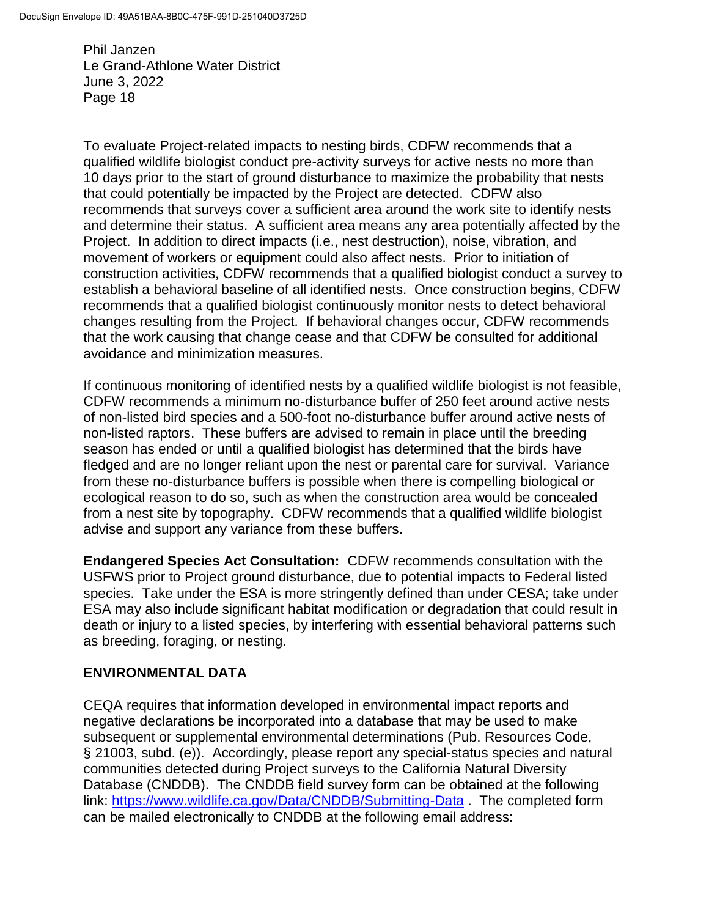To evaluate Project-related impacts to nesting birds, CDFW recommends that a qualified wildlife biologist conduct pre-activity surveys for active nests no more than 10 days prior to the start of ground disturbance to maximize the probability that nests that could potentially be impacted by the Project are detected. CDFW also recommends that surveys cover a sufficient area around the work site to identify nests and determine their status. A sufficient area means any area potentially affected by the Project. In addition to direct impacts (i.e., nest destruction), noise, vibration, and movement of workers or equipment could also affect nests. Prior to initiation of construction activities, CDFW recommends that a qualified biologist conduct a survey to establish a behavioral baseline of all identified nests. Once construction begins, CDFW recommends that a qualified biologist continuously monitor nests to detect behavioral changes resulting from the Project. If behavioral changes occur, CDFW recommends that the work causing that change cease and that CDFW be consulted for additional avoidance and minimization measures.

If continuous monitoring of identified nests by a qualified wildlife biologist is not feasible, CDFW recommends a minimum no-disturbance buffer of 250 feet around active nests of non-listed bird species and a 500-foot no-disturbance buffer around active nests of non-listed raptors. These buffers are advised to remain in place until the breeding season has ended or until a qualified biologist has determined that the birds have fledged and are no longer reliant upon the nest or parental care for survival. Variance from these no-disturbance buffers is possible when there is compelling biological or ecological reason to do so, such as when the construction area would be concealed from a nest site by topography. CDFW recommends that a qualified wildlife biologist advise and support any variance from these buffers.

**Endangered Species Act Consultation:** CDFW recommends consultation with the USFWS prior to Project ground disturbance, due to potential impacts to Federal listed species. Take under the ESA is more stringently defined than under CESA; take under ESA may also include significant habitat modification or degradation that could result in death or injury to a listed species, by interfering with essential behavioral patterns such as breeding, foraging, or nesting.

## ENVIRONMENTAL DATA

CEQA requires that information developed in environmental impact reports and negative declarations be incorporated into a database that may be used to make subsequent or supplemental environmental determinations (Pub. Resources Code, § 21003, subd. (e)). Accordingly, please report any special-status species and natural communities detected during Project surveys to the California Natural Diversity Database (CNDDB). The CNDDB field survey form can be obtained at the following link: https://www.wildlife.ca.gov/Data/CNDDB/Submitting-Data . The completed form can be mailed electronically to CNDDB at the following email address: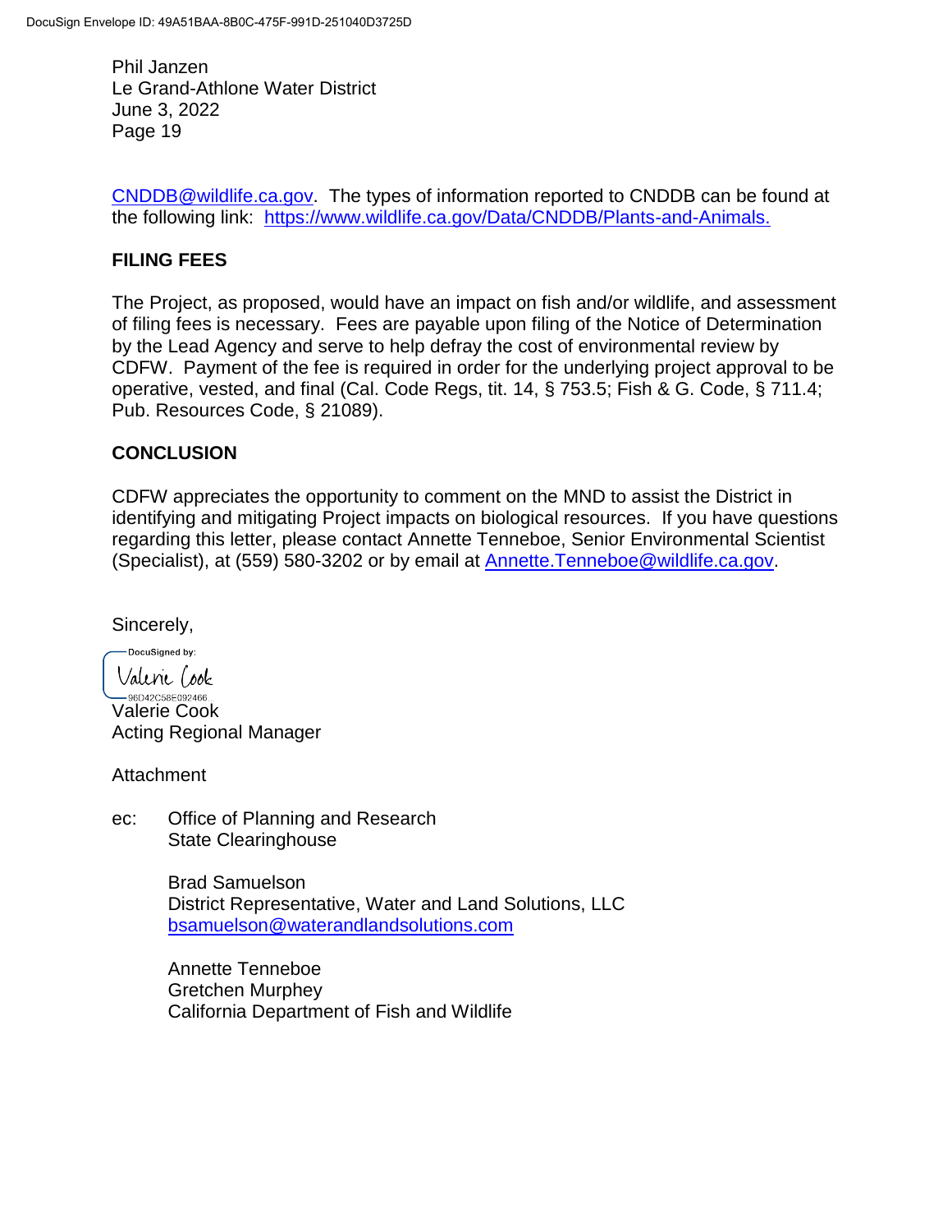CNDDB@wildlife.ca.gov. The types of information reported to CNDDB can be found at the following link: https://www.wildlife.ca.gov/Data/CNDDB/Plants-and-Animals.

## FILING FEES

The Project, as proposed, would have an impact on fish and/or wildlife, and assessment of filing fees is necessary. Fees are payable upon filing of the Notice of Determination by the Lead Agency and serve to help defray the cost of environmental review by CDFW. Payment of the fee is required in order for the underlying project approval to be operative, vested, and final (Cal. Code Regs, tit. 14, § 753.5; Fish & G. Code, § 711.4; Pub. Resources Code, § 21089).

## CONCLUSION

CDFW appreciates the opportunity to comment on the MND to assist the District in identifying and mitigating Project impacts on biological resources. If you have questions regarding this letter, please contact Annette Tenneboe, Senior Environmental Scientist (Specialist), at (559) 580-3202 or by email at Annette.Tenneboe@wildlife.ca.gov.

Sincerely,

DocuSigned by:
Valerie Cook
96D42C58E092466

Valerie Cook
Acting Regional Manager

Attachment

ec: Office of Planning and Research
State Clearinghouse

Brad Samuelson
District Representative, Water and Land Solutions, LLC
bsamuelson@waterandlandsolutions.com

Annette Tenneboe
Gretchen Murphey
California Department of Fish and Wildlife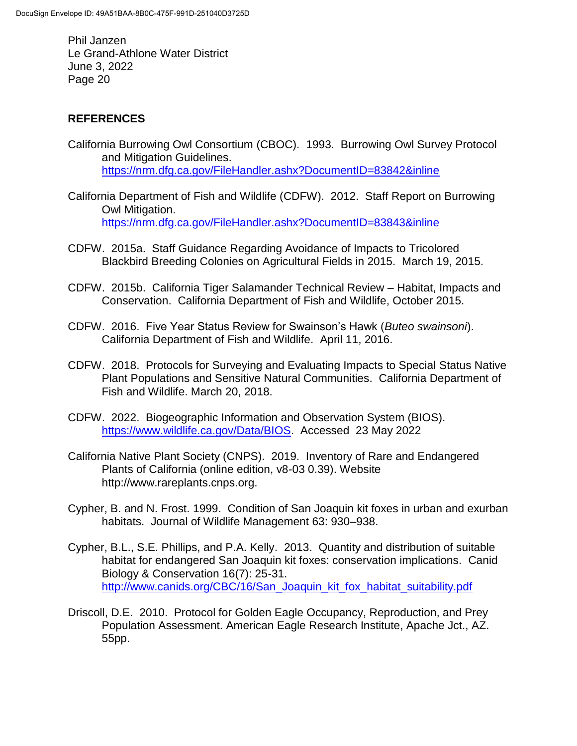## REFERENCES

California Burrowing Owl Consortium (CBOC). 1993. Burrowing Owl Survey Protocol and Mitigation Guidelines. https://nrm.dfg.ca.gov/FileHandler.ashx?DocumentID=83842&inline

California Department of Fish and Wildlife (CDFW). 2012. Staff Report on Burrowing Owl Mitigation. https://nrm.dfg.ca.gov/FileHandler.ashx?DocumentID=83843&inline

CDFW. 2015a. Staff Guidance Regarding Avoidance of Impacts to Tricolored Blackbird Breeding Colonies on Agricultural Fields in 2015. March 19, 2015.

CDFW. 2015b. California Tiger Salamander Technical Review – Habitat, Impacts and Conservation. California Department of Fish and Wildlife, October 2015.

CDFW. 2016. Five Year Status Review for Swainson's Hawk (*Buteo swainsoni*). California Department of Fish and Wildlife. April 11, 2016.

CDFW. 2018. Protocols for Surveying and Evaluating Impacts to Special Status Native Plant Populations and Sensitive Natural Communities. California Department of Fish and Wildlife. March 20, 2018.

CDFW. 2022. Biogeographic Information and Observation System (BIOS). https://www.wildlife.ca.gov/Data/BIOS. Accessed 23 May 2022

California Native Plant Society (CNPS). 2019. Inventory of Rare and Endangered Plants of California (online edition, v8-03 0.39). Website http://www.rareplants.cnps.org.

Cypher, B. and N. Frost. 1999. Condition of San Joaquin kit foxes in urban and exurban habitats. Journal of Wildlife Management 63: 930–938.

Cypher, B.L., S.E. Phillips, and P.A. Kelly. 2013. Quantity and distribution of suitable habitat for endangered San Joaquin kit foxes: conservation implications. Canid Biology & Conservation 16(7): 25-31. http://www.canids.org/CBC/16/San_Joaquin_kit_fox_habitat_suitability.pdf

Driscoll, D.E. 2010. Protocol for Golden Eagle Occupancy, Reproduction, and Prey Population Assessment. American Eagle Research Institute, Apache Jct., AZ. 55pp.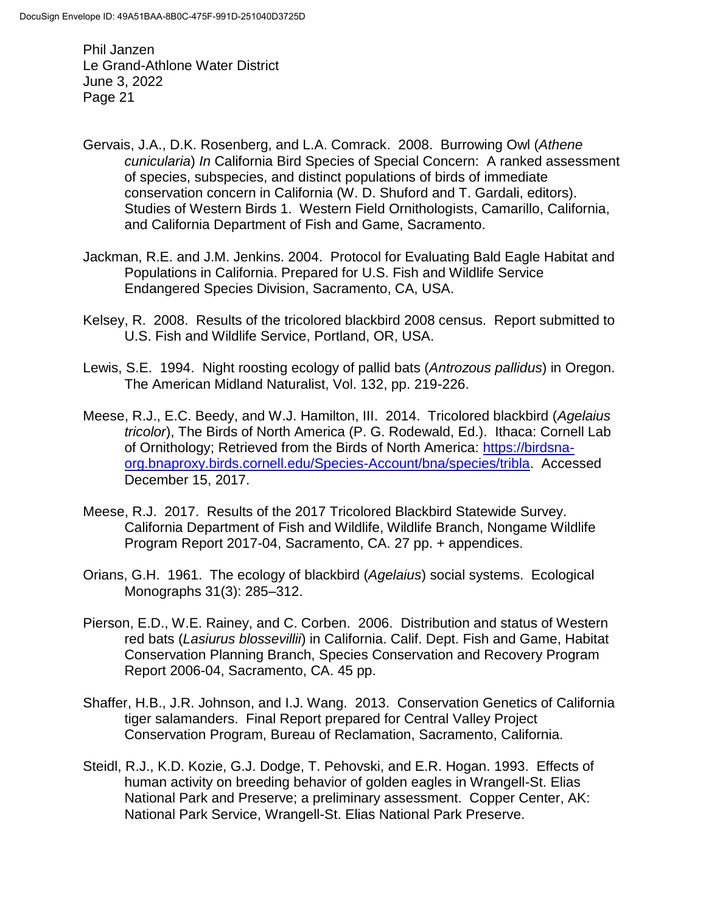Gervais, J.A., D.K. Rosenberg, and L.A. Comrack. 2008. Burrowing Owl (*Athene cunicularia*) *In* California Bird Species of Special Concern: A ranked assessment of species, subspecies, and distinct populations of birds of immediate conservation concern in California (W. D. Shuford and T. Gardali, editors). Studies of Western Birds 1. Western Field Ornithologists, Camarillo, California, and California Department of Fish and Game, Sacramento.

Jackman, R.E. and J.M. Jenkins. 2004. Protocol for Evaluating Bald Eagle Habitat and Populations in California. Prepared for U.S. Fish and Wildlife Service Endangered Species Division, Sacramento, CA, USA.

Kelsey, R. 2008. Results of the tricolored blackbird 2008 census. Report submitted to U.S. Fish and Wildlife Service, Portland, OR, USA.

Lewis, S.E. 1994. Night roosting ecology of pallid bats (*Antrozous pallidus*) in Oregon. The American Midland Naturalist, Vol. 132, pp. 219-226.

Meese, R.J., E.C. Beedy, and W.J. Hamilton, III. 2014. Tricolored blackbird (*Agelaius tricolor*), The Birds of North America (P. G. Rodewald, Ed.). Ithaca: Cornell Lab of Ornithology; Retrieved from the Birds of North America: https://birdsna-org.bnaproxy.birds.cornell.edu/Species-Account/bna/species/tribla. Accessed December 15, 2017.

Meese, R.J. 2017. Results of the 2017 Tricolored Blackbird Statewide Survey. California Department of Fish and Wildlife, Wildlife Branch, Nongame Wildlife Program Report 2017-04, Sacramento, CA. 27 pp. + appendices.

Orians, G.H. 1961. The ecology of blackbird (*Agelaius*) social systems. Ecological Monographs 31(3): 285–312.

Pierson, E.D., W.E. Rainey, and C. Corben. 2006. Distribution and status of Western red bats (*Lasiurus blossevillii*) in California. Calif. Dept. Fish and Game, Habitat Conservation Planning Branch, Species Conservation and Recovery Program Report 2006-04, Sacramento, CA. 45 pp.

Shaffer, H.B., J.R. Johnson, and I.J. Wang. 2013. Conservation Genetics of California tiger salamanders. Final Report prepared for Central Valley Project Conservation Program, Bureau of Reclamation, Sacramento, California.

Steidl, R.J., K.D. Kozie, G.J. Dodge, T. Pehovski, and E.R. Hogan. 1993. Effects of human activity on breeding behavior of golden eagles in Wrangell-St. Elias National Park and Preserve; a preliminary assessment. Copper Center, AK: National Park Service, Wrangell-St. Elias National Park Preserve.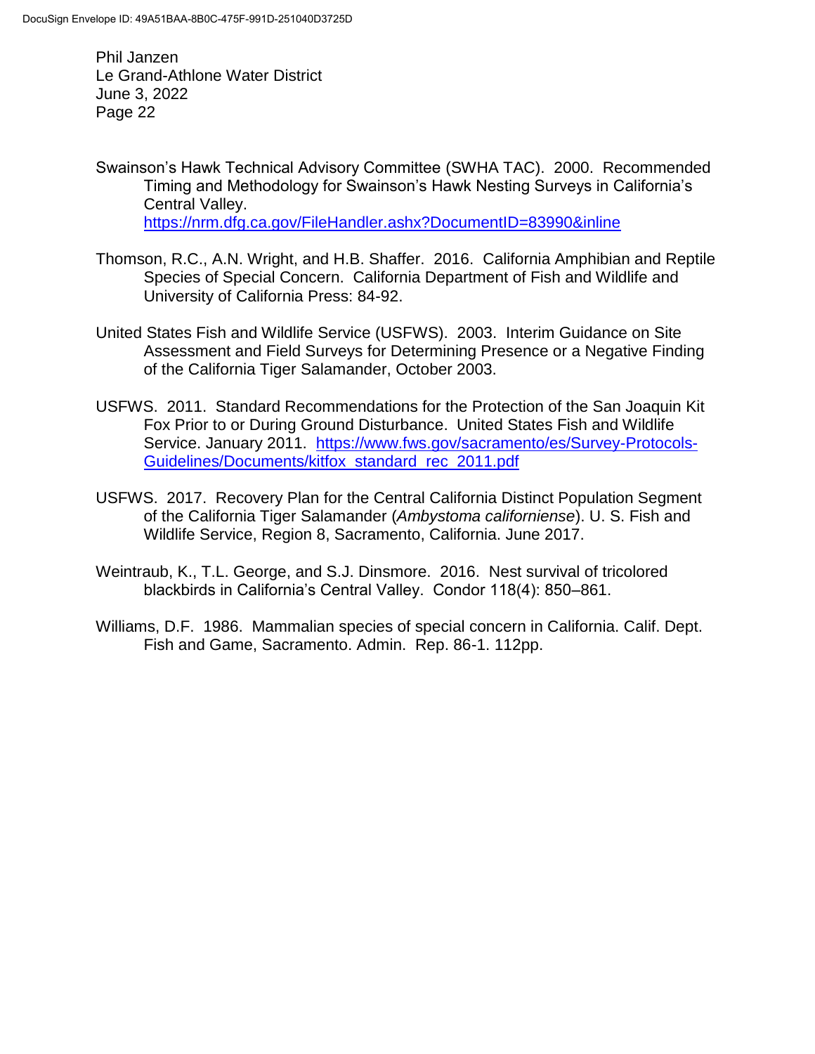Swainson's Hawk Technical Advisory Committee (SWHA TAC). 2000. Recommended Timing and Methodology for Swainson's Hawk Nesting Surveys in California's Central Valley. https://nrm.dfg.ca.gov/FileHandler.ashx?DocumentID=83990&inline

Thomson, R.C., A.N. Wright, and H.B. Shaffer. 2016. California Amphibian and Reptile Species of Special Concern. California Department of Fish and Wildlife and University of California Press: 84-92.

United States Fish and Wildlife Service (USFWS). 2003. Interim Guidance on Site Assessment and Field Surveys for Determining Presence or a Negative Finding of the California Tiger Salamander, October 2003.

USFWS. 2011. Standard Recommendations for the Protection of the San Joaquin Kit Fox Prior to or During Ground Disturbance. United States Fish and Wildlife Service. January 2011. https://www.fws.gov/sacramento/es/Survey-Protocols-Guidelines/Documents/kitfox_standard_rec_2011.pdf

USFWS. 2017. Recovery Plan for the Central California Distinct Population Segment of the California Tiger Salamander (*Ambystoma californiense*). U. S. Fish and Wildlife Service, Region 8, Sacramento, California. June 2017.

Weintraub, K., T.L. George, and S.J. Dinsmore. 2016. Nest survival of tricolored blackbirds in California's Central Valley. Condor 118(4): 850–861.

Williams, D.F. 1986. Mammalian species of special concern in California. Calif. Dept. Fish and Game, Sacramento. Admin. Rep. 86-1. 112pp.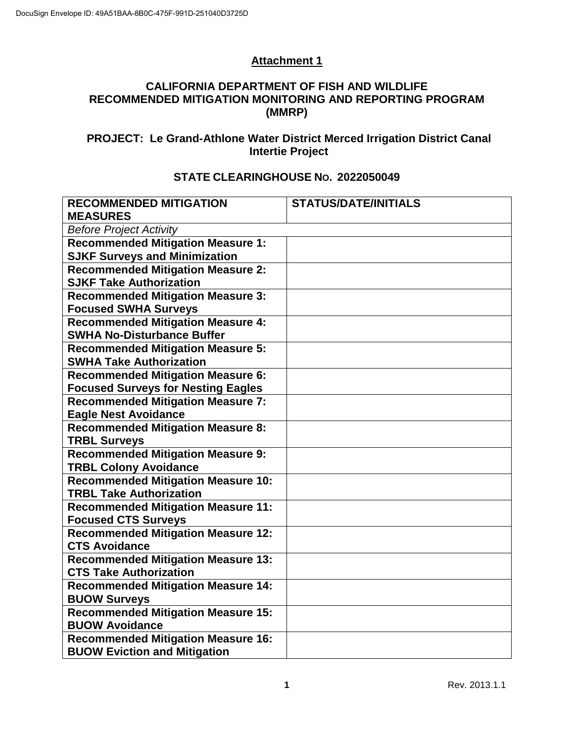## Attachment 1

### CALIFORNIA DEPARTMENT OF FISH AND WILDLIFE RECOMMENDED MITIGATION MONITORING AND REPORTING PROGRAM (MMRP)

### PROJECT: Le Grand-Athlone Water District Merced Irrigation District Canal Intertie Project

### STATE CLEARINGHOUSE No. 2022050049

| RECOMMENDED MITIGATION MEASURES | STATUS/DATE/INITIALS |
|---|---|
| *Before Project Activity* | |
| **Recommended Mitigation Measure 1: SJKF Surveys and Minimization** | |
| **Recommended Mitigation Measure 2: SJKF Take Authorization** | |
| **Recommended Mitigation Measure 3: Focused SWHA Surveys** | |
| **Recommended Mitigation Measure 4: SWHA No-Disturbance Buffer** | |
| **Recommended Mitigation Measure 5: SWHA Take Authorization** | |
| **Recommended Mitigation Measure 6: Focused Surveys for Nesting Eagles** | |
| **Recommended Mitigation Measure 7: Eagle Nest Avoidance** | |
| **Recommended Mitigation Measure 8: TRBL Surveys** | |
| **Recommended Mitigation Measure 9: TRBL Colony Avoidance** | |
| **Recommended Mitigation Measure 10: TRBL Take Authorization** | |
| **Recommended Mitigation Measure 11: Focused CTS Surveys** | |
| **Recommended Mitigation Measure 12: CTS Avoidance** | |
| **Recommended Mitigation Measure 13: CTS Take Authorization** | |
| **Recommended Mitigation Measure 14: BUOW Surveys** | |
| **Recommended Mitigation Measure 15: BUOW Avoidance** | |
| **Recommended Mitigation Measure 16: BUOW Eviction and Mitigation** | |

Rev. 2013.1.1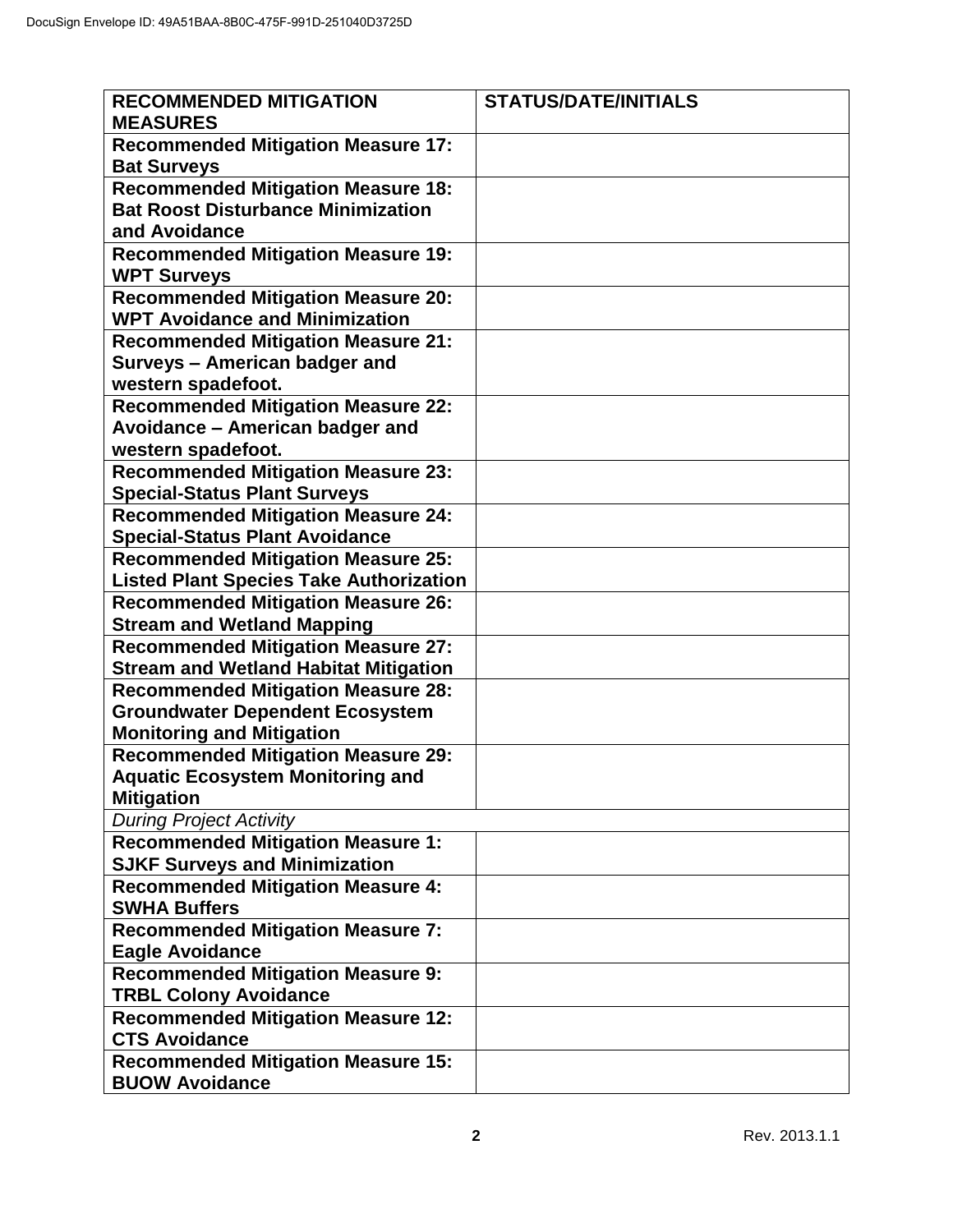| **RECOMMENDED MITIGATION MEASURES** | **STATUS/DATE/INITIALS** |
|---|---|
| **Recommended Mitigation Measure 17: Bat Surveys** | |
| **Recommended Mitigation Measure 18: Bat Roost Disturbance Minimization and Avoidance** | |
| **Recommended Mitigation Measure 19: WPT Surveys** | |
| **Recommended Mitigation Measure 20: WPT Avoidance and Minimization** | |
| **Recommended Mitigation Measure 21: Surveys – American badger and western spadefoot.** | |
| **Recommended Mitigation Measure 22: Avoidance – American badger and western spadefoot.** | |
| **Recommended Mitigation Measure 23: Special-Status Plant Surveys** | |
| **Recommended Mitigation Measure 24: Special-Status Plant Avoidance** | |
| **Recommended Mitigation Measure 25: Listed Plant Species Take Authorization** | |
| **Recommended Mitigation Measure 26: Stream and Wetland Mapping** | |
| **Recommended Mitigation Measure 27: Stream and Wetland Habitat Mitigation** | |
| **Recommended Mitigation Measure 28: Groundwater Dependent Ecosystem Monitoring and Mitigation** | |
| **Recommended Mitigation Measure 29: Aquatic Ecosystem Monitoring and Mitigation** | |
| *During Project Activity* | |
| **Recommended Mitigation Measure 1: SJKF Surveys and Minimization** | |
| **Recommended Mitigation Measure 4: SWHA Buffers** | |
| **Recommended Mitigation Measure 7: Eagle Avoidance** | |
| **Recommended Mitigation Measure 9: TRBL Colony Avoidance** | |
| **Recommended Mitigation Measure 12: CTS Avoidance** | |
| **Recommended Mitigation Measure 15: BUOW Avoidance** | |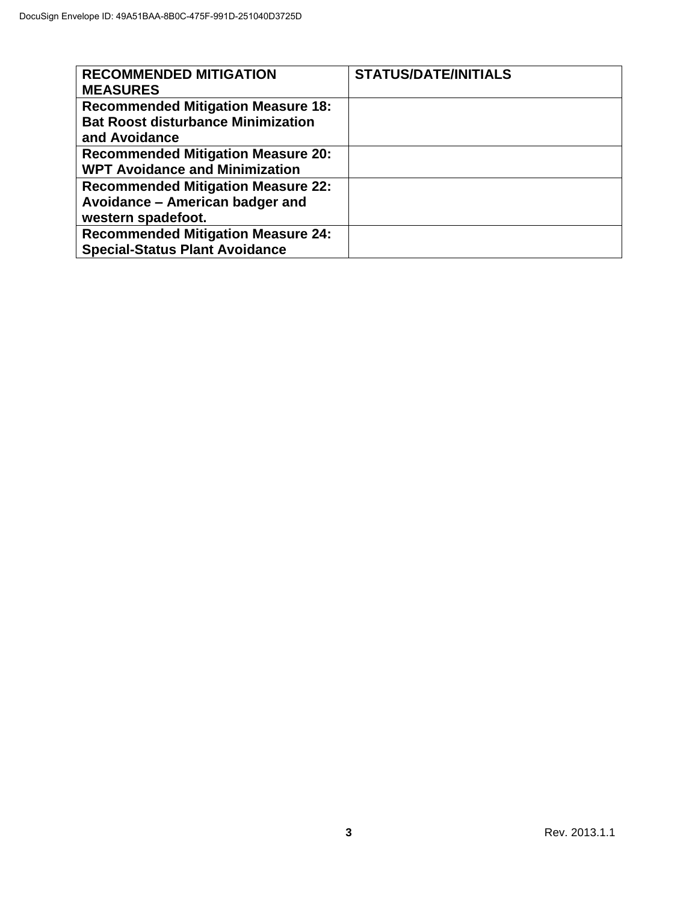| RECOMMENDED MITIGATION MEASURES | STATUS/DATE/INITIALS |
| --- | --- |
| **Recommended Mitigation Measure 18: Bat Roost disturbance Minimization and Avoidance** | |
| **Recommended Mitigation Measure 20: WPT Avoidance and Minimization** | |
| **Recommended Mitigation Measure 22: Avoidance – American badger and western spadefoot.** | |
| **Recommended Mitigation Measure 24: Special-Status Plant Avoidance** | |